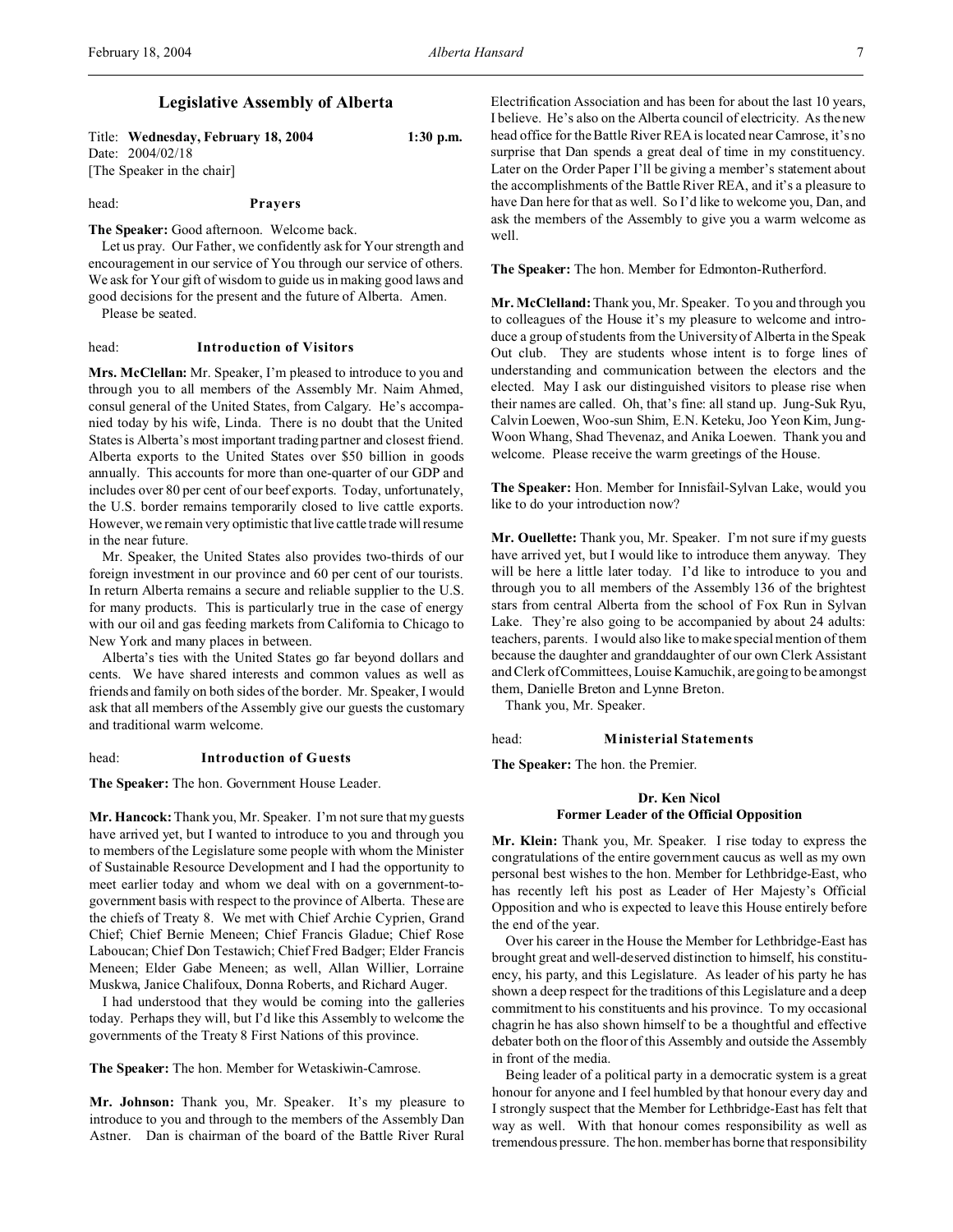# Legislative Assembly of Alberta

Title: **Wednesday, February 18, 2004** **1:30 p.m.**
Date: 2004/02/18
[The Speaker in the chair]

head: **Prayers**

**The Speaker:** Good afternoon. Welcome back.

Let us pray. Our Father, we confidently ask for Your strength and encouragement in our service of You through our service of others. We ask for Your gift of wisdom to guide us in making good laws and good decisions for the present and the future of Alberta. Amen.

Please be seated.

head: **Introduction of Visitors**

**Mrs. McClellan:** Mr. Speaker, I'm pleased to introduce to you and through you to all members of the Assembly Mr. Naim Ahmed, consul general of the United States, from Calgary. He's accompanied today by his wife, Linda. There is no doubt that the United States is Alberta's most important trading partner and closest friend. Alberta exports to the United States over $50 billion in goods annually. This accounts for more than one-quarter of our GDP and includes over 80 per cent of our beef exports. Today, unfortunately, the U.S. border remains temporarily closed to live cattle exports. However, we remain very optimistic that live cattle trade will resume in the near future.

Mr. Speaker, the United States also provides two-thirds of our foreign investment in our province and 60 per cent of our tourists. In return Alberta remains a secure and reliable supplier to the U.S. for many products. This is particularly true in the case of energy with our oil and gas feeding markets from California to Chicago to New York and many places in between.

Alberta's ties with the United States go far beyond dollars and cents. We have shared interests and common values as well as friends and family on both sides of the border. Mr. Speaker, I would ask that all members of the Assembly give our guests the customary and traditional warm welcome.

head: **Introduction of Guests**

**The Speaker:** The hon. Government House Leader.

**Mr. Hancock:** Thank you, Mr. Speaker. I'm not sure that my guests have arrived yet, but I wanted to introduce to you and through you to members of the Legislature some people with whom the Minister of Sustainable Resource Development and I had the opportunity to meet earlier today and whom we deal with on a government-to-government basis with respect to the province of Alberta. These are the chiefs of Treaty 8. We met with Chief Archie Cyprien, Grand Chief; Chief Bernie Meneen; Chief Francis Gladue; Chief Rose Laboucan; Chief Don Testawich; Chief Fred Badger; Elder Francis Meneen; Elder Gabe Meneen; as well, Allan Willier, Lorraine Muskwa, Janice Chalifoux, Donna Roberts, and Richard Auger.

I had understood that they would be coming into the galleries today. Perhaps they will, but I'd like this Assembly to welcome the governments of the Treaty 8 First Nations of this province.

**The Speaker:** The hon. Member for Wetaskiwin-Camrose.

**Mr. Johnson:** Thank you, Mr. Speaker. It's my pleasure to introduce to you and through to the members of the Assembly Dan Astner. Dan is chairman of the board of the Battle River Rural Electrification Association and has been for about the last 10 years, I believe. He's also on the Alberta council of electricity. As the new head office for the Battle River REA is located near Camrose, it's no surprise that Dan spends a great deal of time in my constituency. Later on the Order Paper I'll be giving a member's statement about the accomplishments of the Battle River REA, and it's a pleasure to have Dan here for that as well. So I'd like to welcome you, Dan, and ask the members of the Assembly to give you a warm welcome as well.

**The Speaker:** The hon. Member for Edmonton-Rutherford.

**Mr. McClelland:** Thank you, Mr. Speaker. To you and through you to colleagues of the House it's my pleasure to welcome and introduce a group of students from the University of Alberta in the Speak Out club. They are students whose intent is to forge lines of understanding and communication between the electors and the elected. May I ask our distinguished visitors to please rise when their names are called. Oh, that's fine: all stand up. Jung-Suk Ryu, Calvin Loewen, Woo-sun Shim, E.N. Keteku, Joo Yeon Kim, Jung-Woon Whang, Shad Thevenaz, and Anika Loewen. Thank you and welcome. Please receive the warm greetings of the House.

**The Speaker:** Hon. Member for Innisfail-Sylvan Lake, would you like to do your introduction now?

**Mr. Ouellette:** Thank you, Mr. Speaker. I'm not sure if my guests have arrived yet, but I would like to introduce them anyway. They will be here a little later today. I'd like to introduce to you and through you to all members of the Assembly 136 of the brightest stars from central Alberta from the school of Fox Run in Sylvan Lake. They're also going to be accompanied by about 24 adults: teachers, parents. I would also like to make special mention of them because the daughter and granddaughter of our own Clerk Assistant and Clerk of Committees, Louise Kamuchik, are going to be amongst them, Danielle Breton and Lynne Breton.

Thank you, Mr. Speaker.

head: **Ministerial Statements**

**The Speaker:** The hon. the Premier.

### Dr. Ken Nicol
### Former Leader of the Official Opposition

**Mr. Klein:** Thank you, Mr. Speaker. I rise today to express the congratulations of the entire government caucus as well as my own personal best wishes to the hon. Member for Lethbridge-East, who has recently left his post as Leader of Her Majesty's Official Opposition and who is expected to leave this House entirely before the end of the year.

Over his career in the House the Member for Lethbridge-East has brought great and well-deserved distinction to himself, his constituency, his party, and this Legislature. As leader of his party he has shown a deep respect for the traditions of this Legislature and a deep commitment to his constituents and his province. To my occasional chagrin he has also shown himself to be a thoughtful and effective debater both on the floor of this Assembly and outside the Assembly in front of the media.

Being leader of a political party in a democratic system is a great honour for anyone and I feel humbled by that honour every day and I strongly suspect that the Member for Lethbridge-East has felt that way as well. With that honour comes responsibility as well as tremendous pressure. The hon. member has borne that responsibility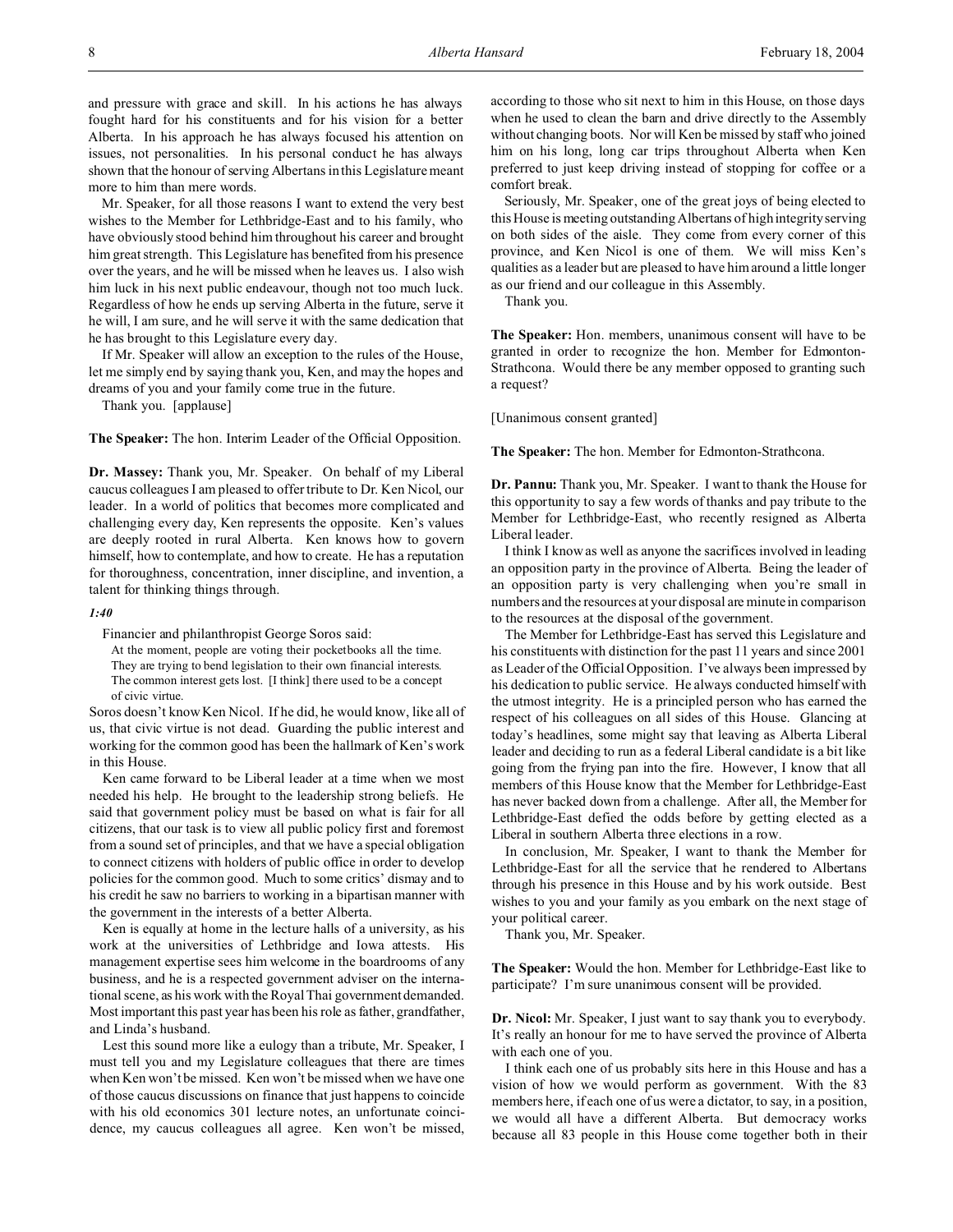and pressure with grace and skill. In his actions he has always fought hard for his constituents and for his vision for a better Alberta. In his approach he has always focused his attention on issues, not personalities. In his personal conduct he has always shown that the honour of serving Albertans in this Legislature meant more to him than mere words.

Mr. Speaker, for all those reasons I want to extend the very best wishes to the Member for Lethbridge-East and to his family, who have obviously stood behind him throughout his career and brought him great strength. This Legislature has benefited from his presence over the years, and he will be missed when he leaves us. I also wish him luck in his next public endeavour, though not too much luck. Regardless of how he ends up serving Alberta in the future, serve it he will, I am sure, and he will serve it with the same dedication that he has brought to this Legislature every day.

If Mr. Speaker will allow an exception to the rules of the House, let me simply end by saying thank you, Ken, and may the hopes and dreams of you and your family come true in the future.

Thank you. [applause]

**The Speaker:** The hon. Interim Leader of the Official Opposition.

**Dr. Massey:** Thank you, Mr. Speaker. On behalf of my Liberal caucus colleagues I am pleased to offer tribute to Dr. Ken Nicol, our leader. In a world of politics that becomes more complicated and challenging every day, Ken represents the opposite. Ken's values are deeply rooted in rural Alberta. Ken knows how to govern himself, how to contemplate, and how to create. He has a reputation for thoroughness, concentration, inner discipline, and invention, a talent for thinking things through.

*1:40*

Financier and philanthropist George Soros said:

> At the moment, people are voting their pocketbooks all the time. They are trying to bend legislation to their own financial interests. The common interest gets lost. [I think] there used to be a concept of civic virtue.

Soros doesn't know Ken Nicol. If he did, he would know, like all of us, that civic virtue is not dead. Guarding the public interest and working for the common good has been the hallmark of Ken's work in this House.

Ken came forward to be Liberal leader at a time when we most needed his help. He brought to the leadership strong beliefs. He said that government policy must be based on what is fair for all citizens, that our task is to view all public policy first and foremost from a sound set of principles, and that we have a special obligation to connect citizens with holders of public office in order to develop policies for the common good. Much to some critics' dismay and to his credit he saw no barriers to working in a bipartisan manner with the government in the interests of a better Alberta.

Ken is equally at home in the lecture halls of a university, as his work at the universities of Lethbridge and Iowa attests. His management expertise sees him welcome in the boardrooms of any business, and he is a respected government adviser on the international scene, as his work with the Royal Thai government demanded. Most important this past year has been his role as father, grandfather, and Linda's husband.

Lest this sound more like a eulogy than a tribute, Mr. Speaker, I must tell you and my Legislature colleagues that there are times when Ken won't be missed. Ken won't be missed when we have one of those caucus discussions on finance that just happens to coincide with his old economics 301 lecture notes, an unfortunate coincidence, my caucus colleagues all agree. Ken won't be missed, according to those who sit next to him in this House, on those days when he used to clean the barn and drive directly to the Assembly without changing boots. Nor will Ken be missed by staff who joined him on his long, long car trips throughout Alberta when Ken preferred to just keep driving instead of stopping for coffee or a comfort break.

Seriously, Mr. Speaker, one of the great joys of being elected to this House is meeting outstanding Albertans of high integrity serving on both sides of the aisle. They come from every corner of this province, and Ken Nicol is one of them. We will miss Ken's qualities as a leader but are pleased to have him around a little longer as our friend and our colleague in this Assembly.

Thank you.

**The Speaker:** Hon. members, unanimous consent will have to be granted in order to recognize the hon. Member for Edmonton-Strathcona. Would there be any member opposed to granting such a request?

[Unanimous consent granted]

**The Speaker:** The hon. Member for Edmonton-Strathcona.

**Dr. Pannu:** Thank you, Mr. Speaker. I want to thank the House for this opportunity to say a few words of thanks and pay tribute to the Member for Lethbridge-East, who recently resigned as Alberta Liberal leader.

I think I know as well as anyone the sacrifices involved in leading an opposition party in the province of Alberta. Being the leader of an opposition party is very challenging when you're small in numbers and the resources at your disposal are minute in comparison to the resources at the disposal of the government.

The Member for Lethbridge-East has served this Legislature and his constituents with distinction for the past 11 years and since 2001 as Leader of the Official Opposition. I've always been impressed by his dedication to public service. He always conducted himself with the utmost integrity. He is a principled person who has earned the respect of his colleagues on all sides of this House. Glancing at today's headlines, some might say that leaving as Alberta Liberal leader and deciding to run as a federal Liberal candidate is a bit like going from the frying pan into the fire. However, I know that all members of this House know that the Member for Lethbridge-East has never backed down from a challenge. After all, the Member for Lethbridge-East defied the odds before by getting elected as a Liberal in southern Alberta three elections in a row.

In conclusion, Mr. Speaker, I want to thank the Member for Lethbridge-East for all the service that he rendered to Albertans through his presence in this House and by his work outside. Best wishes to you and your family as you embark on the next stage of your political career.

Thank you, Mr. Speaker.

**The Speaker:** Would the hon. Member for Lethbridge-East like to participate? I'm sure unanimous consent will be provided.

**Dr. Nicol:** Mr. Speaker, I just want to say thank you to everybody. It's really an honour for me to have served the province of Alberta with each one of you.

I think each one of us probably sits here in this House and has a vision of how we would perform as government. With the 83 members here, if each one of us were a dictator, to say, in a position, we would all have a different Alberta. But democracy works because all 83 people in this House come together both in their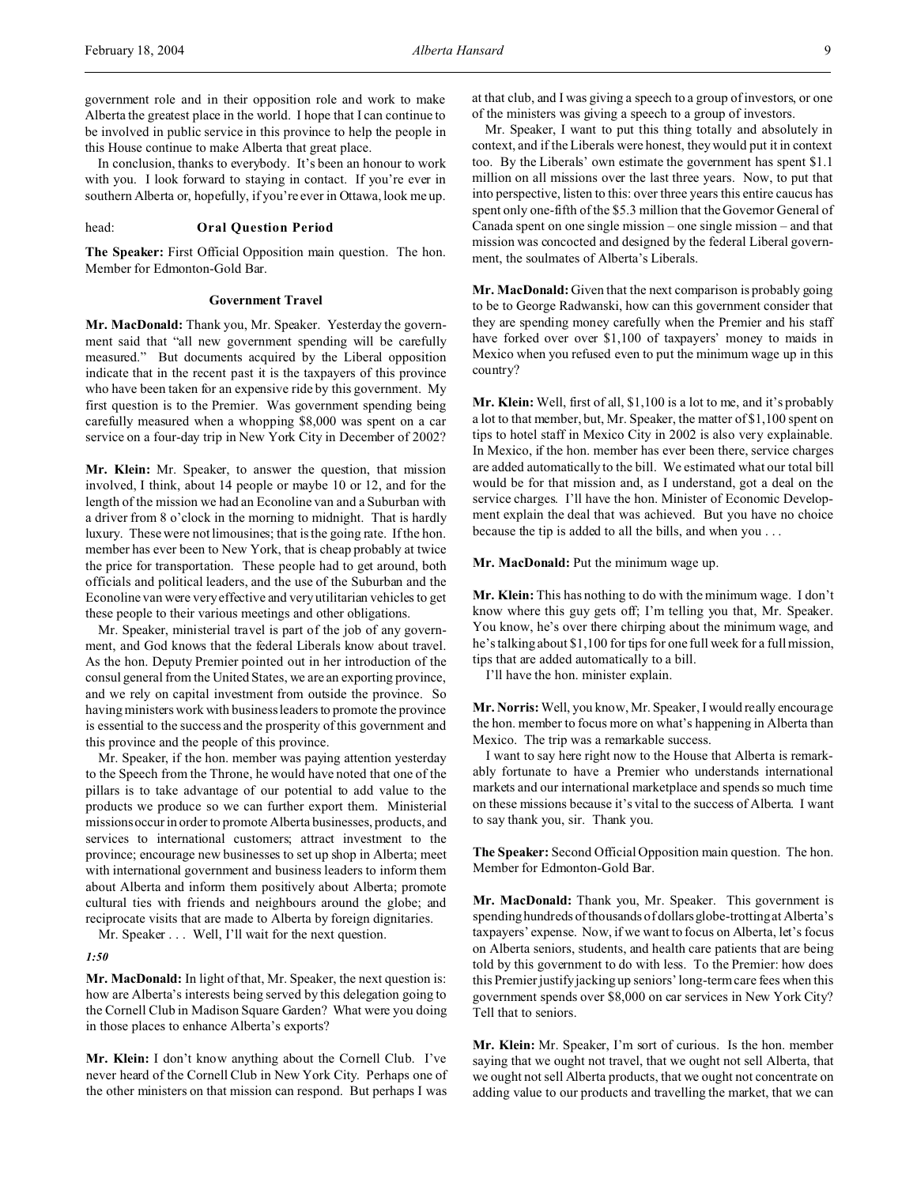government role and in their opposition role and work to make Alberta the greatest place in the world. I hope that I can continue to be involved in public service in this province to help the people in this House continue to make Alberta that great place.

In conclusion, thanks to everybody. It's been an honour to work with you. I look forward to staying in contact. If you're ever in southern Alberta or, hopefully, if you're ever in Ottawa, look me up.

head: **Oral Question Period**

**The Speaker:** First Official Opposition main question. The hon. Member for Edmonton-Gold Bar.

## Government Travel

**Mr. MacDonald:** Thank you, Mr. Speaker. Yesterday the government said that "all new government spending will be carefully measured." But documents acquired by the Liberal opposition indicate that in the recent past it is the taxpayers of this province who have been taken for an expensive ride by this government. My first question is to the Premier. Was government spending being carefully measured when a whopping $8,000 was spent on a car service on a four-day trip in New York City in December of 2002?

**Mr. Klein:** Mr. Speaker, to answer the question, that mission involved, I think, about 14 people or maybe 10 or 12, and for the length of the mission we had an Econoline van and a Suburban with a driver from 8 o'clock in the morning to midnight. That is hardly luxury. These were not limousines; that is the going rate. If the hon. member has ever been to New York, that is cheap probably at twice the price for transportation. These people had to get around, both officials and political leaders, and the use of the Suburban and the Econoline van were very effective and very utilitarian vehicles to get these people to their various meetings and other obligations.

Mr. Speaker, ministerial travel is part of the job of any government, and God knows that the federal Liberals know about travel. As the hon. Deputy Premier pointed out in her introduction of the consul general from the United States, we are an exporting province, and we rely on capital investment from outside the province. So having ministers work with business leaders to promote the province is essential to the success and the prosperity of this government and this province and the people of this province.

Mr. Speaker, if the hon. member was paying attention yesterday to the Speech from the Throne, he would have noted that one of the pillars is to take advantage of our potential to add value to the products we produce so we can further export them. Ministerial missions occur in order to promote Alberta businesses, products, and services to international customers; attract investment to the province; encourage new businesses to set up shop in Alberta; meet with international government and business leaders to inform them about Alberta and inform them positively about Alberta; promote cultural ties with friends and neighbours around the globe; and reciprocate visits that are made to Alberta by foreign dignitaries.

Mr. Speaker . . . Well, I'll wait for the next question.

*1:50*

**Mr. MacDonald:** In light of that, Mr. Speaker, the next question is: how are Alberta's interests being served by this delegation going to the Cornell Club in Madison Square Garden? What were you doing in those places to enhance Alberta's exports?

**Mr. Klein:** I don't know anything about the Cornell Club. I've never heard of the Cornell Club in New York City. Perhaps one of the other ministers on that mission can respond. But perhaps I was at that club, and I was giving a speech to a group of investors, or one of the ministers was giving a speech to a group of investors.

Mr. Speaker, I want to put this thing totally and absolutely in context, and if the Liberals were honest, they would put it in context too. By the Liberals' own estimate the government has spent $1.1 million on all missions over the last three years. Now, to put that into perspective, listen to this: over three years this entire caucus has spent only one-fifth of the $5.3 million that the Governor General of Canada spent on one single mission – one single mission – and that mission was concocted and designed by the federal Liberal government, the soulmates of Alberta's Liberals.

**Mr. MacDonald:** Given that the next comparison is probably going to be to George Radwanski, how can this government consider that they are spending money carefully when the Premier and his staff have forked over over $1,100 of taxpayers' money to maids in Mexico when you refused even to put the minimum wage up in this country?

**Mr. Klein:** Well, first of all, $1,100 is a lot to me, and it's probably a lot to that member, but, Mr. Speaker, the matter of $1,100 spent on tips to hotel staff in Mexico City in 2002 is also very explainable. In Mexico, if the hon. member has ever been there, service charges are added automatically to the bill. We estimated what our total bill would be for that mission and, as I understand, got a deal on the service charges. I'll have the hon. Minister of Economic Development explain the deal that was achieved. But you have no choice because the tip is added to all the bills, and when you . . .

**Mr. MacDonald:** Put the minimum wage up.

**Mr. Klein:** This has nothing to do with the minimum wage. I don't know where this guy gets off; I'm telling you that, Mr. Speaker. You know, he's over there chirping about the minimum wage, and he's talking about $1,100 for tips for one full week for a full mission, tips that are added automatically to a bill.

I'll have the hon. minister explain.

**Mr. Norris:** Well, you know, Mr. Speaker, I would really encourage the hon. member to focus more on what's happening in Alberta than Mexico. The trip was a remarkable success.

I want to say here right now to the House that Alberta is remarkably fortunate to have a Premier who understands international markets and our international marketplace and spends so much time on these missions because it's vital to the success of Alberta. I want to say thank you, sir. Thank you.

**The Speaker:** Second Official Opposition main question. The hon. Member for Edmonton-Gold Bar.

**Mr. MacDonald:** Thank you, Mr. Speaker. This government is spending hundreds of thousands of dollars globe-trotting at Alberta's taxpayers' expense. Now, if we want to focus on Alberta, let's focus on Alberta seniors, students, and health care patients that are being told by this government to do with less. To the Premier: how does this Premier justify jacking up seniors' long-term care fees when this government spends over $8,000 on car services in New York City? Tell that to seniors.

**Mr. Klein:** Mr. Speaker, I'm sort of curious. Is the hon. member saying that we ought not travel, that we ought not sell Alberta, that we ought not sell Alberta products, that we ought not concentrate on adding value to our products and travelling the market, that we can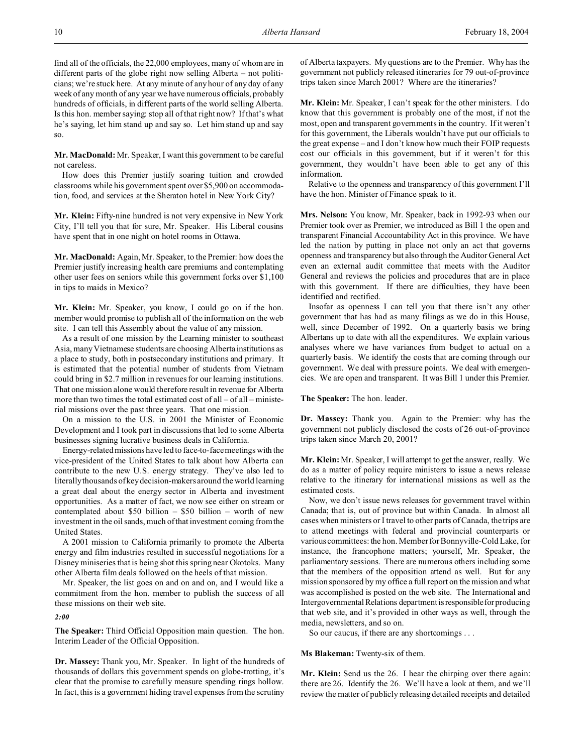find all of the officials, the 22,000 employees, many of whom are in different parts of the globe right now selling Alberta – not politicians; we're stuck here. At any minute of any hour of any day of any week of any month of any year we have numerous officials, probably hundreds of officials, in different parts of the world selling Alberta. Is this hon. member saying: stop all of that right now? If that's what he's saying, let him stand up and say so. Let him stand up and say so.

**Mr. MacDonald:** Mr. Speaker, I want this government to be careful not careless.

How does this Premier justify soaring tuition and crowded classrooms while his government spent over $5,900 on accommodation, food, and services at the Sheraton hotel in New York City?

**Mr. Klein:** Fifty-nine hundred is not very expensive in New York City, I'll tell you that for sure, Mr. Speaker. His Liberal cousins have spent that in one night on hotel rooms in Ottawa.

**Mr. MacDonald:** Again, Mr. Speaker, to the Premier: how does the Premier justify increasing health care premiums and contemplating other user fees on seniors while this government forks over $1,100 in tips to maids in Mexico?

**Mr. Klein:** Mr. Speaker, you know, I could go on if the hon. member would promise to publish all of the information on the web site. I can tell this Assembly about the value of any mission.

As a result of one mission by the Learning minister to southeast Asia, many Vietnamese students are choosing Alberta institutions as a place to study, both in postsecondary institutions and primary. It is estimated that the potential number of students from Vietnam could bring in $2.7 million in revenues for our learning institutions. That one mission alone would therefore result in revenue for Alberta more than two times the total estimated cost of all – of all – ministerial missions over the past three years. That one mission.

On a mission to the U.S. in 2001 the Minister of Economic Development and I took part in discussions that led to some Alberta businesses signing lucrative business deals in California.

Energy-related missions have led to face-to-face meetings with the vice-president of the United States to talk about how Alberta can contribute to the new U.S. energy strategy. They've also led to literally thousands of key decision-makers around the world learning a great deal about the energy sector in Alberta and investment opportunities. As a matter of fact, we now see either on stream or contemplated about $50 billion – $50 billion – worth of new investment in the oil sands, much of that investment coming from the United States.

A 2001 mission to California primarily to promote the Alberta energy and film industries resulted in successful negotiations for a Disney miniseries that is being shot this spring near Okotoks. Many other Alberta film deals followed on the heels of that mission.

Mr. Speaker, the list goes on and on and on, and I would like a commitment from the hon. member to publish the success of all these missions on their web site.

*2:00*

**The Speaker:** Third Official Opposition main question. The hon. Interim Leader of the Official Opposition.

**Dr. Massey:** Thank you, Mr. Speaker. In light of the hundreds of thousands of dollars this government spends on globe-trotting, it's clear that the promise to carefully measure spending rings hollow. In fact, this is a government hiding travel expenses from the scrutiny of Alberta taxpayers. My questions are to the Premier. Why has the government not publicly released itineraries for 79 out-of-province trips taken since March 2001? Where are the itineraries?

**Mr. Klein:** Mr. Speaker, I can't speak for the other ministers. I do know that this government is probably one of the most, if not the most, open and transparent governments in the country. If it weren't for this government, the Liberals wouldn't have put our officials to the great expense – and I don't know how much their FOIP requests cost our officials in this government, but if it weren't for this government, they wouldn't have been able to get any of this information.

Relative to the openness and transparency of this government I'll have the hon. Minister of Finance speak to it.

**Mrs. Nelson:** You know, Mr. Speaker, back in 1992-93 when our Premier took over as Premier, we introduced as Bill 1 the open and transparent Financial Accountability Act in this province. We have led the nation by putting in place not only an act that governs openness and transparency but also through the Auditor General Act even an external audit committee that meets with the Auditor General and reviews the policies and procedures that are in place with this government. If there are difficulties, they have been identified and rectified.

Insofar as openness I can tell you that there isn't any other government that has had as many filings as we do in this House, well, since December of 1992. On a quarterly basis we bring Albertans up to date with all the expenditures. We explain various analyses where we have variances from budget to actual on a quarterly basis. We identify the costs that are coming through our government. We deal with pressure points. We deal with emergencies. We are open and transparent. It was Bill 1 under this Premier.

**The Speaker:** The hon. leader.

**Dr. Massey:** Thank you. Again to the Premier: why has the government not publicly disclosed the costs of 26 out-of-province trips taken since March 20, 2001?

**Mr. Klein:** Mr. Speaker, I will attempt to get the answer, really. We do as a matter of policy require ministers to issue a news release relative to the itinerary for international missions as well as the estimated costs.

Now, we don't issue news releases for government travel within Canada; that is, out of province but within Canada. In almost all cases when ministers or I travel to other parts of Canada, the trips are to attend meetings with federal and provincial counterparts or various committees: the hon. Member for Bonnyville-Cold Lake, for instance, the francophone matters; yourself, Mr. Speaker, the parliamentary sessions. There are numerous others including some that the members of the opposition attend as well. But for any mission sponsored by my office a full report on the mission and what was accomplished is posted on the web site. The International and Intergovernmental Relations department is responsible for producing that web site, and it's provided in other ways as well, through the media, newsletters, and so on.

So our caucus, if there are any shortcomings . . .

**Ms Blakeman:** Twenty-six of them.

**Mr. Klein:** Send us the 26. I hear the chirping over there again: there are 26. Identify the 26. We'll have a look at them, and we'll review the matter of publicly releasing detailed receipts and detailed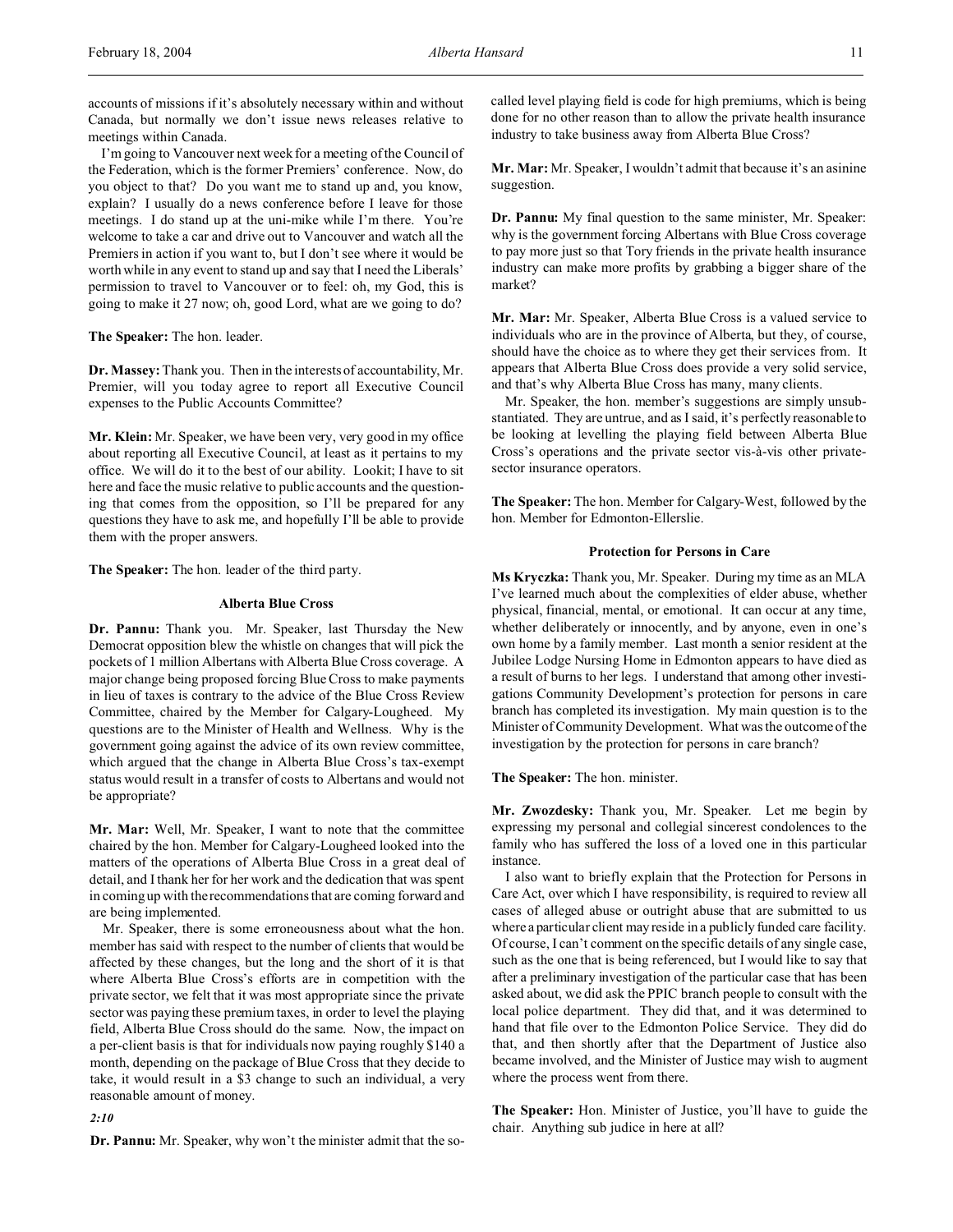accounts of missions if it's absolutely necessary within and without Canada, but normally we don't issue news releases relative to meetings within Canada.

I'm going to Vancouver next week for a meeting of the Council of the Federation, which is the former Premiers' conference. Now, do you object to that? Do you want me to stand up and, you know, explain? I usually do a news conference before I leave for those meetings. I do stand up at the uni-mike while I'm there. You're welcome to take a car and drive out to Vancouver and watch all the Premiers in action if you want to, but I don't see where it would be worth while in any event to stand up and say that I need the Liberals' permission to travel to Vancouver or to feel: oh, my God, this is going to make it 27 now; oh, good Lord, what are we going to do?

**The Speaker:** The hon. leader.

**Dr. Massey:** Thank you. Then in the interests of accountability, Mr. Premier, will you today agree to report all Executive Council expenses to the Public Accounts Committee?

**Mr. Klein:** Mr. Speaker, we have been very, very good in my office about reporting all Executive Council, at least as it pertains to my office. We will do it to the best of our ability. Lookit; I have to sit here and face the music relative to public accounts and the questioning that comes from the opposition, so I'll be prepared for any questions they have to ask me, and hopefully I'll be able to provide them with the proper answers.

**The Speaker:** The hon. leader of the third party.

### Alberta Blue Cross

**Dr. Pannu:** Thank you. Mr. Speaker, last Thursday the New Democrat opposition blew the whistle on changes that will pick the pockets of 1 million Albertans with Alberta Blue Cross coverage. A major change being proposed forcing Blue Cross to make payments in lieu of taxes is contrary to the advice of the Blue Cross Review Committee, chaired by the Member for Calgary-Lougheed. My questions are to the Minister of Health and Wellness. Why is the government going against the advice of its own review committee, which argued that the change in Alberta Blue Cross's tax-exempt status would result in a transfer of costs to Albertans and would not be appropriate?

**Mr. Mar:** Well, Mr. Speaker, I want to note that the committee chaired by the hon. Member for Calgary-Lougheed looked into the matters of the operations of Alberta Blue Cross in a great deal of detail, and I thank her for her work and the dedication that was spent in coming up with the recommendations that are coming forward and are being implemented.

Mr. Speaker, there is some erroneousness about what the hon. member has said with respect to the number of clients that would be affected by these changes, but the long and the short of it is that where Alberta Blue Cross's efforts are in competition with the private sector, we felt that it was most appropriate since the private sector was paying these premium taxes, in order to level the playing field, Alberta Blue Cross should do the same. Now, the impact on a per-client basis is that for individuals now paying roughly $140 a month, depending on the package of Blue Cross that they decide to take, it would result in a $3 change to such an individual, a very reasonable amount of money.

*2:10*

**Dr. Pannu:** Mr. Speaker, why won't the minister admit that the so-called level playing field is code for high premiums, which is being done for no other reason than to allow the private health insurance industry to take business away from Alberta Blue Cross?

**Mr. Mar:** Mr. Speaker, I wouldn't admit that because it's an asinine suggestion.

**Dr. Pannu:** My final question to the same minister, Mr. Speaker: why is the government forcing Albertans with Blue Cross coverage to pay more just so that Tory friends in the private health insurance industry can make more profits by grabbing a bigger share of the market?

**Mr. Mar:** Mr. Speaker, Alberta Blue Cross is a valued service to individuals who are in the province of Alberta, but they, of course, should have the choice as to where they get their services from. It appears that Alberta Blue Cross does provide a very solid service, and that's why Alberta Blue Cross has many, many clients.

Mr. Speaker, the hon. member's suggestions are simply unsubstantiated. They are untrue, and as I said, it's perfectly reasonable to be looking at levelling the playing field between Alberta Blue Cross's operations and the private sector vis-à-vis other private-sector insurance operators.

**The Speaker:** The hon. Member for Calgary-West, followed by the hon. Member for Edmonton-Ellerslie.

### Protection for Persons in Care

**Ms Kryczka:** Thank you, Mr. Speaker. During my time as an MLA I've learned much about the complexities of elder abuse, whether physical, financial, mental, or emotional. It can occur at any time, whether deliberately or innocently, and by anyone, even in one's own home by a family member. Last month a senior resident at the Jubilee Lodge Nursing Home in Edmonton appears to have died as a result of burns to her legs. I understand that among other investigations Community Development's protection for persons in care branch has completed its investigation. My main question is to the Minister of Community Development. What was the outcome of the investigation by the protection for persons in care branch?

**The Speaker:** The hon. minister.

**Mr. Zwozdesky:** Thank you, Mr. Speaker. Let me begin by expressing my personal and collegial sincerest condolences to the family who has suffered the loss of a loved one in this particular instance.

I also want to briefly explain that the Protection for Persons in Care Act, over which I have responsibility, is required to review all cases of alleged abuse or outright abuse that are submitted to us where a particular client may reside in a publicly funded care facility. Of course, I can't comment on the specific details of any single case, such as the one that is being referenced, but I would like to say that after a preliminary investigation of the particular case that has been asked about, we did ask the PPIC branch people to consult with the local police department. They did that, and it was determined to hand that file over to the Edmonton Police Service. They did do that, and then shortly after that the Department of Justice also became involved, and the Minister of Justice may wish to augment where the process went from there.

**The Speaker:** Hon. Minister of Justice, you'll have to guide the chair. Anything sub judice in here at all?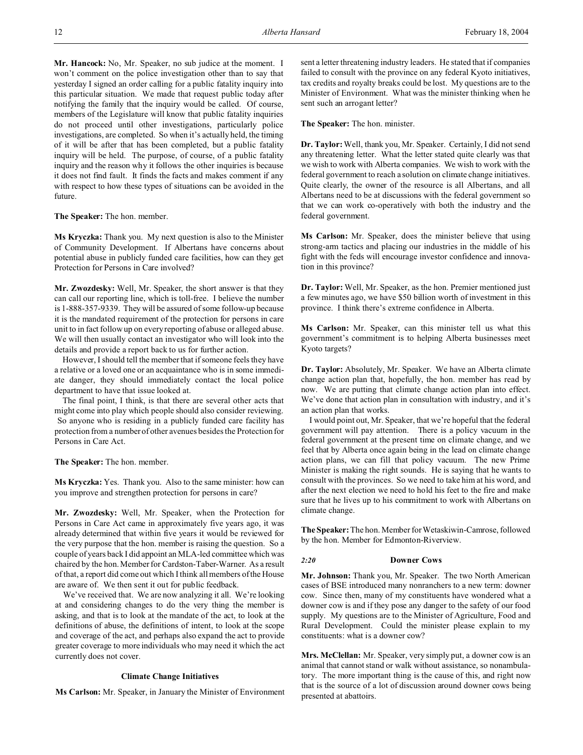**Mr. Hancock:** No, Mr. Speaker, no sub judice at the moment. I won't comment on the police investigation other than to say that yesterday I signed an order calling for a public fatality inquiry into this particular situation. We made that request public today after notifying the family that the inquiry would be called. Of course, members of the Legislature will know that public fatality inquiries do not proceed until other investigations, particularly police investigations, are completed. So when it's actually held, the timing of it will be after that has been completed, but a public fatality inquiry will be held. The purpose, of course, of a public fatality inquiry and the reason why it follows the other inquiries is because it does not find fault. It finds the facts and makes comment if any with respect to how these types of situations can be avoided in the future.

**The Speaker:** The hon. member.

**Ms Kryczka:** Thank you. My next question is also to the Minister of Community Development. If Albertans have concerns about potential abuse in publicly funded care facilities, how can they get Protection for Persons in Care involved?

**Mr. Zwozdesky:** Well, Mr. Speaker, the short answer is that they can call our reporting line, which is toll-free. I believe the number is 1-888-357-9339. They will be assured of some follow-up because it is the mandated requirement of the protection for persons in care unit to in fact follow up on every reporting of abuse or alleged abuse. We will then usually contact an investigator who will look into the details and provide a report back to us for further action.

However, I should tell the member that if someone feels they have a relative or a loved one or an acquaintance who is in some immediate danger, they should immediately contact the local police department to have that issue looked at.

The final point, I think, is that there are several other acts that might come into play which people should also consider reviewing. So anyone who is residing in a publicly funded care facility has protection from a number of other avenues besides the Protection for Persons in Care Act.

**The Speaker:** The hon. member.

**Ms Kryczka:** Yes. Thank you. Also to the same minister: how can you improve and strengthen protection for persons in care?

**Mr. Zwozdesky:** Well, Mr. Speaker, when the Protection for Persons in Care Act came in approximately five years ago, it was already determined that within five years it would be reviewed for the very purpose that the hon. member is raising the question. So a couple of years back I did appoint an MLA-led committee which was chaired by the hon. Member for Cardston-Taber-Warner. As a result of that, a report did come out which I think all members of the House are aware of. We then sent it out for public feedback.

We've received that. We are now analyzing it all. We're looking at and considering changes to do the very thing the member is asking, and that is to look at the mandate of the act, to look at the definitions of abuse, the definitions of intent, to look at the scope and coverage of the act, and perhaps also expand the act to provide greater coverage to more individuals who may need it which the act currently does not cover.

### Climate Change Initiatives

**Ms Carlson:** Mr. Speaker, in January the Minister of Environment sent a letter threatening industry leaders. He stated that if companies failed to consult with the province on any federal Kyoto initiatives, tax credits and royalty breaks could be lost. My questions are to the Minister of Environment. What was the minister thinking when he sent such an arrogant letter?

**The Speaker:** The hon. minister.

**Dr. Taylor:** Well, thank you, Mr. Speaker. Certainly, I did not send any threatening letter. What the letter stated quite clearly was that we wish to work with Alberta companies. We wish to work with the federal government to reach a solution on climate change initiatives. Quite clearly, the owner of the resource is all Albertans, and all Albertans need to be at discussions with the federal government so that we can work co-operatively with both the industry and the federal government.

**Ms Carlson:** Mr. Speaker, does the minister believe that using strong-arm tactics and placing our industries in the middle of his fight with the feds will encourage investor confidence and innovation in this province?

**Dr. Taylor:** Well, Mr. Speaker, as the hon. Premier mentioned just a few minutes ago, we have $50 billion worth of investment in this province. I think there's extreme confidence in Alberta.

**Ms Carlson:** Mr. Speaker, can this minister tell us what this government's commitment is to helping Alberta businesses meet Kyoto targets?

**Dr. Taylor:** Absolutely, Mr. Speaker. We have an Alberta climate change action plan that, hopefully, the hon. member has read by now. We are putting that climate change action plan into effect. We've done that action plan in consultation with industry, and it's an action plan that works.

I would point out, Mr. Speaker, that we're hopeful that the federal government will pay attention. There is a policy vacuum in the federal government at the present time on climate change, and we feel that by Alberta once again being in the lead on climate change action plans, we can fill that policy vacuum. The new Prime Minister is making the right sounds. He is saying that he wants to consult with the provinces. So we need to take him at his word, and after the next election we need to hold his feet to the fire and make sure that he lives up to his commitment to work with Albertans on climate change.

**The Speaker:** The hon. Member for Wetaskiwin-Camrose, followed by the hon. Member for Edmonton-Riverview.

*2:20*

### Downer Cows

**Mr. Johnson:** Thank you, Mr. Speaker. The two North American cases of BSE introduced many nonranchers to a new term: downer cow. Since then, many of my constituents have wondered what a downer cow is and if they pose any danger to the safety of our food supply. My questions are to the Minister of Agriculture, Food and Rural Development. Could the minister please explain to my constituents: what is a downer cow?

**Mrs. McClellan:** Mr. Speaker, very simply put, a downer cow is an animal that cannot stand or walk without assistance, so nonambulatory. The more important thing is the cause of this, and right now that is the source of a lot of discussion around downer cows being presented at abattoirs.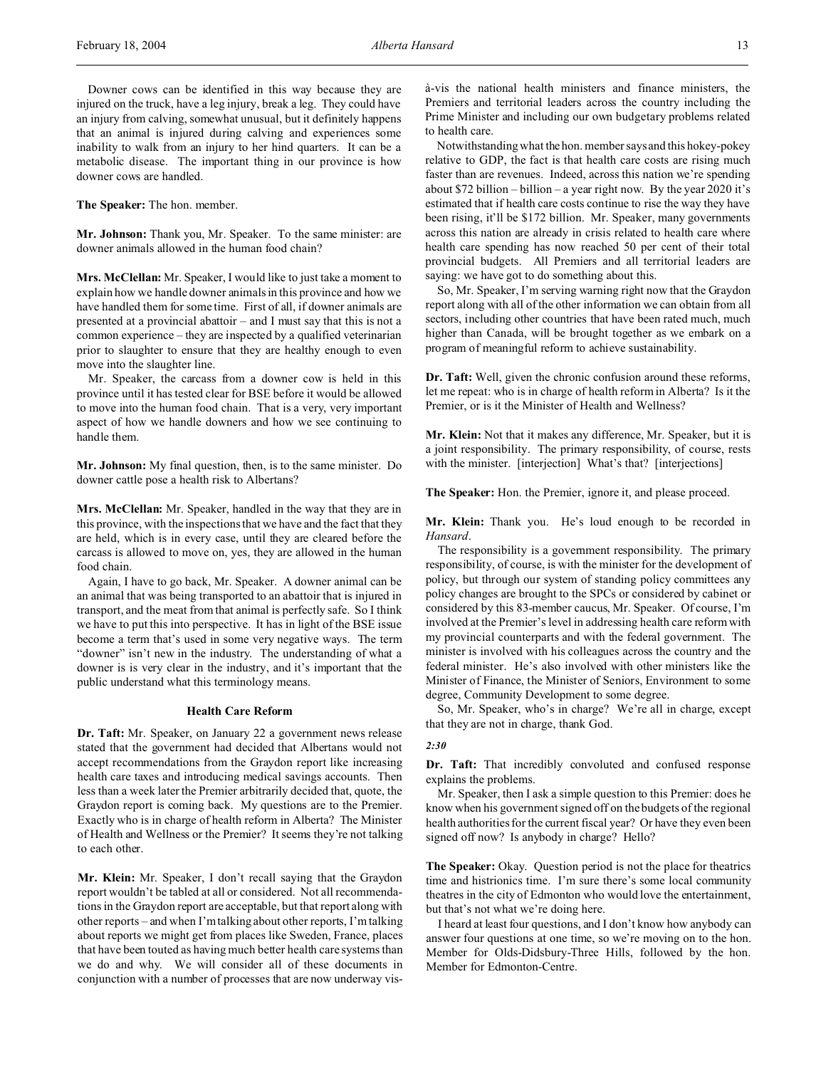Downer cows can be identified in this way because they are injured on the truck, have a leg injury, break a leg. They could have an injury from calving, somewhat unusual, but it definitely happens that an animal is injured during calving and experiences some inability to walk from an injury to her hind quarters. It can be a metabolic disease. The important thing in our province is how downer cows are handled.

**The Speaker:** The hon. member.

**Mr. Johnson:** Thank you, Mr. Speaker. To the same minister: are downer animals allowed in the human food chain?

**Mrs. McClellan:** Mr. Speaker, I would like to just take a moment to explain how we handle downer animals in this province and how we have handled them for some time. First of all, if downer animals are presented at a provincial abattoir – and I must say that this is not a common experience – they are inspected by a qualified veterinarian prior to slaughter to ensure that they are healthy enough to even move into the slaughter line.

Mr. Speaker, the carcass from a downer cow is held in this province until it has tested clear for BSE before it would be allowed to move into the human food chain. That is a very, very important aspect of how we handle downers and how we see continuing to handle them.

**Mr. Johnson:** My final question, then, is to the same minister. Do downer cattle pose a health risk to Albertans?

**Mrs. McClellan:** Mr. Speaker, handled in the way that they are in this province, with the inspections that we have and the fact that they are held, which is in every case, until they are cleared before the carcass is allowed to move on, yes, they are allowed in the human food chain.

Again, I have to go back, Mr. Speaker. A downer animal can be an animal that was being transported to an abattoir that is injured in transport, and the meat from that animal is perfectly safe. So I think we have to put this into perspective. It has in light of the BSE issue become a term that's used in some very negative ways. The term "downer" isn't new in the industry. The understanding of what a downer is is very clear in the industry, and it's important that the public understand what this terminology means.

### Health Care Reform

**Dr. Taft:** Mr. Speaker, on January 22 a government news release stated that the government had decided that Albertans would not accept recommendations from the Graydon report like increasing health care taxes and introducing medical savings accounts. Then less than a week later the Premier arbitrarily decided that, quote, the Graydon report is coming back. My questions are to the Premier. Exactly who is in charge of health reform in Alberta? The Minister of Health and Wellness or the Premier? It seems they're not talking to each other.

**Mr. Klein:** Mr. Speaker, I don't recall saying that the Graydon report wouldn't be tabled at all or considered. Not all recommendations in the Graydon report are acceptable, but that report along with other reports – and when I'm talking about other reports, I'm talking about reports we might get from places like Sweden, France, places that have been touted as having much better health care systems than we do and why. We will consider all of these documents in conjunction with a number of processes that are now underway vis-à-vis the national health ministers and finance ministers, the Premiers and territorial leaders across the country including the Prime Minister and including our own budgetary problems related to health care.

Notwithstanding what the hon. member says and this hokey-pokey relative to GDP, the fact is that health care costs are rising much faster than are revenues. Indeed, across this nation we're spending about $72 billion – billion – a year right now. By the year 2020 it's estimated that if health care costs continue to rise the way they have been rising, it'll be $172 billion. Mr. Speaker, many governments across this nation are already in crisis related to health care where health care spending has now reached 50 per cent of their total provincial budgets. All Premiers and all territorial leaders are saying: we have got to do something about this.

So, Mr. Speaker, I'm serving warning right now that the Graydon report along with all of the other information we can obtain from all sectors, including other countries that have been rated much, much higher than Canada, will be brought together as we embark on a program of meaningful reform to achieve sustainability.

**Dr. Taft:** Well, given the chronic confusion around these reforms, let me repeat: who is in charge of health reform in Alberta? Is it the Premier, or is it the Minister of Health and Wellness?

**Mr. Klein:** Not that it makes any difference, Mr. Speaker, but it is a joint responsibility. The primary responsibility, of course, rests with the minister. [interjection] What's that? [interjections]

**The Speaker:** Hon. the Premier, ignore it, and please proceed.

**Mr. Klein:** Thank you. He's loud enough to be recorded in *Hansard*.

The responsibility is a government responsibility. The primary responsibility, of course, is with the minister for the development of policy, but through our system of standing policy committees any policy changes are brought to the SPCs or considered by cabinet or considered by this 83-member caucus, Mr. Speaker. Of course, I'm involved at the Premier's level in addressing health care reform with my provincial counterparts and with the federal government. The minister is involved with his colleagues across the country and the federal minister. He's also involved with other ministers like the Minister of Finance, the Minister of Seniors, Environment to some degree, Community Development to some degree.

So, Mr. Speaker, who's in charge? We're all in charge, except that they are not in charge, thank God.

*2:30*

**Dr. Taft:** That incredibly convoluted and confused response explains the problems.

Mr. Speaker, then I ask a simple question to this Premier: does he know when his government signed off on the budgets of the regional health authorities for the current fiscal year? Or have they even been signed off now? Is anybody in charge? Hello?

**The Speaker:** Okay. Question period is not the place for theatrics time and histrionics time. I'm sure there's some local community theatres in the city of Edmonton who would love the entertainment, but that's not what we're doing here.

I heard at least four questions, and I don't know how anybody can answer four questions at one time, so we're moving on to the hon. Member for Olds-Didsbury-Three Hills, followed by the hon. Member for Edmonton-Centre.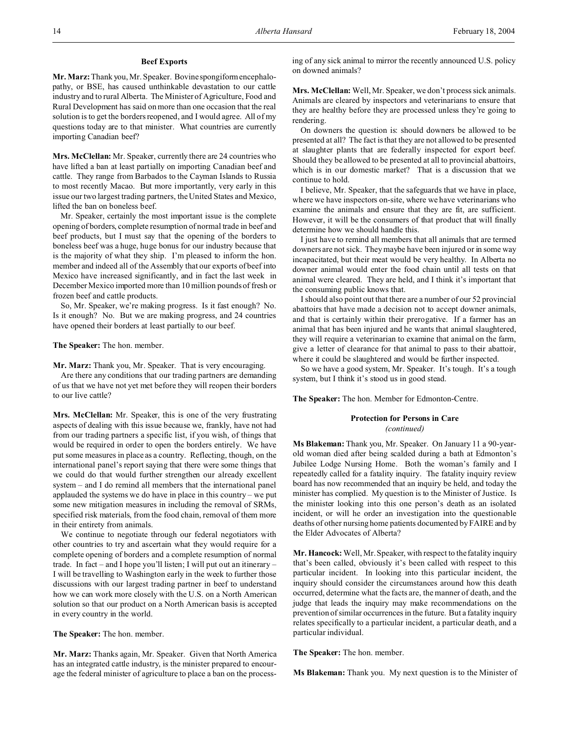### Beef Exports

**Mr. Marz:** Thank you, Mr. Speaker. Bovine spongiform encephalopathy, or BSE, has caused unthinkable devastation to our cattle industry and to rural Alberta. The Minister of Agriculture, Food and Rural Development has said on more than one occasion that the real solution is to get the borders reopened, and I would agree. All of my questions today are to that minister. What countries are currently importing Canadian beef?

**Mrs. McClellan:** Mr. Speaker, currently there are 24 countries who have lifted a ban at least partially on importing Canadian beef and cattle. They range from Barbados to the Cayman Islands to Russia to most recently Macao. But more importantly, very early in this issue our two largest trading partners, the United States and Mexico, lifted the ban on boneless beef.

Mr. Speaker, certainly the most important issue is the complete opening of borders, complete resumption of normal trade in beef and beef products, but I must say that the opening of the borders to boneless beef was a huge, huge bonus for our industry because that is the majority of what they ship. I'm pleased to inform the hon. member and indeed all of the Assembly that our exports of beef into Mexico have increased significantly, and in fact the last week in December Mexico imported more than 10 million pounds of fresh or frozen beef and cattle products.

So, Mr. Speaker, we're making progress. Is it fast enough? No. Is it enough? No. But we are making progress, and 24 countries have opened their borders at least partially to our beef.

**The Speaker:** The hon. member.

**Mr. Marz:** Thank you, Mr. Speaker. That is very encouraging.

Are there any conditions that our trading partners are demanding of us that we have not yet met before they will reopen their borders to our live cattle?

**Mrs. McClellan:** Mr. Speaker, this is one of the very frustrating aspects of dealing with this issue because we, frankly, have not had from our trading partners a specific list, if you wish, of things that would be required in order to open the borders entirely. We have put some measures in place as a country. Reflecting, though, on the international panel's report saying that there were some things that we could do that would further strengthen our already excellent system – and I do remind all members that the international panel applauded the systems we do have in place in this country – we put some new mitigation measures in including the removal of SRMs, specified risk materials, from the food chain, removal of them more in their entirety from animals.

We continue to negotiate through our federal negotiators with other countries to try and ascertain what they would require for a complete opening of borders and a complete resumption of normal trade. In fact – and I hope you'll listen; I will put out an itinerary – I will be travelling to Washington early in the week to further those discussions with our largest trading partner in beef to understand how we can work more closely with the U.S. on a North American solution so that our product on a North American basis is accepted in every country in the world.

**The Speaker:** The hon. member.

**Mr. Marz:** Thanks again, Mr. Speaker. Given that North America has an integrated cattle industry, is the minister prepared to encourage the federal minister of agriculture to place a ban on the processing of any sick animal to mirror the recently announced U.S. policy on downed animals?

**Mrs. McClellan:** Well, Mr. Speaker, we don't process sick animals. Animals are cleared by inspectors and veterinarians to ensure that they are healthy before they are processed unless they're going to rendering.

On downers the question is: should downers be allowed to be presented at all? The fact is that they are not allowed to be presented at slaughter plants that are federally inspected for export beef. Should they be allowed to be presented at all to provincial abattoirs, which is in our domestic market? That is a discussion that we continue to hold.

I believe, Mr. Speaker, that the safeguards that we have in place, where we have inspectors on-site, where we have veterinarians who examine the animals and ensure that they are fit, are sufficient. However, it will be the consumers of that product that will finally determine how we should handle this.

I just have to remind all members that all animals that are termed downers are not sick. They maybe have been injured or in some way incapacitated, but their meat would be very healthy. In Alberta no downer animal would enter the food chain until all tests on that animal were cleared. They are held, and I think it's important that the consuming public knows that.

I should also point out that there are a number of our 52 provincial abattoirs that have made a decision not to accept downer animals, and that is certainly within their prerogative. If a farmer has an animal that has been injured and he wants that animal slaughtered, they will require a veterinarian to examine that animal on the farm, give a letter of clearance for that animal to pass to their abattoir, where it could be slaughtered and would be further inspected.

So we have a good system, Mr. Speaker. It's tough. It's a tough system, but I think it's stood us in good stead.

**The Speaker:** The hon. Member for Edmonton-Centre.

### Protection for Persons in Care
*(continued)*

**Ms Blakeman:** Thank you, Mr. Speaker. On January 11 a 90-year-old woman died after being scalded during a bath at Edmonton's Jubilee Lodge Nursing Home. Both the woman's family and I repeatedly called for a fatality inquiry. The fatality inquiry review board has now recommended that an inquiry be held, and today the minister has complied. My question is to the Minister of Justice. Is the minister looking into this one person's death as an isolated incident, or will he order an investigation into the questionable deaths of other nursing home patients documented by FAIRE and by the Elder Advocates of Alberta?

**Mr. Hancock:** Well, Mr. Speaker, with respect to the fatality inquiry that's been called, obviously it's been called with respect to this particular incident. In looking into this particular incident, the inquiry should consider the circumstances around how this death occurred, determine what the facts are, the manner of death, and the judge that leads the inquiry may make recommendations on the prevention of similar occurrences in the future. But a fatality inquiry relates specifically to a particular incident, a particular death, and a particular individual.

**The Speaker:** The hon. member.

**Ms Blakeman:** Thank you. My next question is to the Minister of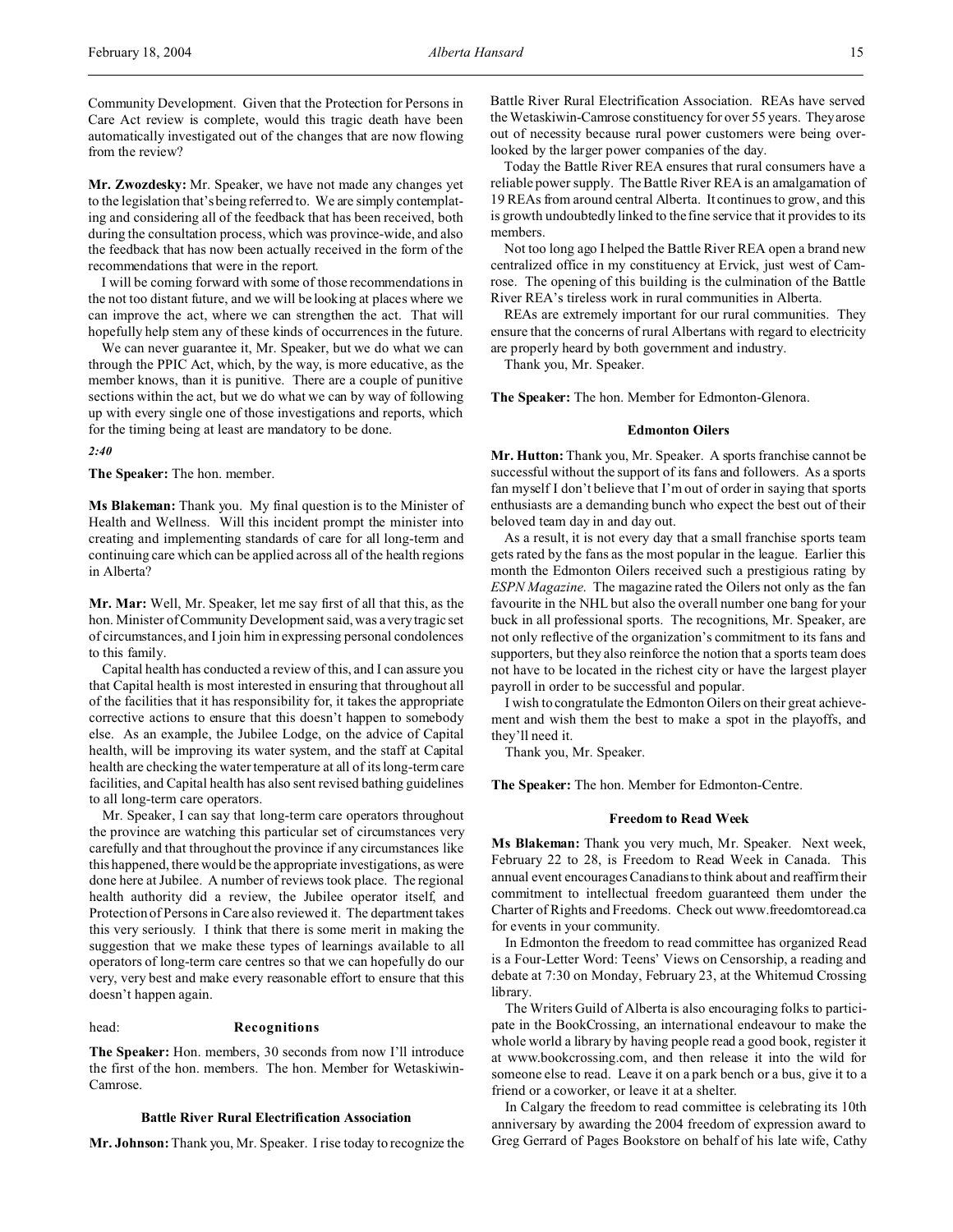Community Development. Given that the Protection for Persons in Care Act review is complete, would this tragic death have been automatically investigated out of the changes that are now flowing from the review?

**Mr. Zwozdesky:** Mr. Speaker, we have not made any changes yet to the legislation that's being referred to. We are simply contemplating and considering all of the feedback that has been received, both during the consultation process, which was province-wide, and also the feedback that has now been actually received in the form of the recommendations that were in the report.

I will be coming forward with some of those recommendations in the not too distant future, and we will be looking at places where we can improve the act, where we can strengthen the act. That will hopefully help stem any of these kinds of occurrences in the future.

We can never guarantee it, Mr. Speaker, but we do what we can through the PPIC Act, which, by the way, is more educative, as the member knows, than it is punitive. There are a couple of punitive sections within the act, but we do what we can by way of following up with every single one of those investigations and reports, which for the timing being at least are mandatory to be done.

*2:40*

**The Speaker:** The hon. member.

**Ms Blakeman:** Thank you. My final question is to the Minister of Health and Wellness. Will this incident prompt the minister into creating and implementing standards of care for all long-term and continuing care which can be applied across all of the health regions in Alberta?

**Mr. Mar:** Well, Mr. Speaker, let me say first of all that this, as the hon. Minister of Community Development said, was a very tragic set of circumstances, and I join him in expressing personal condolences to this family.

Capital health has conducted a review of this, and I can assure you that Capital health is most interested in ensuring that throughout all of the facilities that it has responsibility for, it takes the appropriate corrective actions to ensure that this doesn't happen to somebody else. As an example, the Jubilee Lodge, on the advice of Capital health, will be improving its water system, and the staff at Capital health are checking the water temperature at all of its long-term care facilities, and Capital health has also sent revised bathing guidelines to all long-term care operators.

Mr. Speaker, I can say that long-term care operators throughout the province are watching this particular set of circumstances very carefully and that throughout the province if any circumstances like this happened, there would be the appropriate investigations, as were done here at Jubilee. A number of reviews took place. The regional health authority did a review, the Jubilee operator itself, and Protection of Persons in Care also reviewed it. The department takes this very seriously. I think that there is some merit in making the suggestion that we make these types of learnings available to all operators of long-term care centres so that we can hopefully do our very, very best and make every reasonable effort to ensure that this doesn't happen again.

head: **Recognitions**

**The Speaker:** Hon. members, 30 seconds from now I'll introduce the first of the hon. members. The hon. Member for Wetaskiwin-Camrose.

#### Battle River Rural Electrification Association

**Mr. Johnson:** Thank you, Mr. Speaker. I rise today to recognize the Battle River Rural Electrification Association. REAs have served the Wetaskiwin-Camrose constituency for over 55 years. They arose out of necessity because rural power customers were being overlooked by the larger power companies of the day.

Today the Battle River REA ensures that rural consumers have a reliable power supply. The Battle River REA is an amalgamation of 19 REAs from around central Alberta. It continues to grow, and this is growth undoubtedly linked to the fine service that it provides to its members.

Not too long ago I helped the Battle River REA open a brand new centralized office in my constituency at Ervick, just west of Camrose. The opening of this building is the culmination of the Battle River REA's tireless work in rural communities in Alberta.

REAs are extremely important for our rural communities. They ensure that the concerns of rural Albertans with regard to electricity are properly heard by both government and industry.

Thank you, Mr. Speaker.

**The Speaker:** The hon. Member for Edmonton-Glenora.

#### Edmonton Oilers

**Mr. Hutton:** Thank you, Mr. Speaker. A sports franchise cannot be successful without the support of its fans and followers. As a sports fan myself I don't believe that I'm out of order in saying that sports enthusiasts are a demanding bunch who expect the best out of their beloved team day in and day out.

As a result, it is not every day that a small franchise sports team gets rated by the fans as the most popular in the league. Earlier this month the Edmonton Oilers received such a prestigious rating by *ESPN Magazine*. The magazine rated the Oilers not only as the fan favourite in the NHL but also the overall number one bang for your buck in all professional sports. The recognitions, Mr. Speaker, are not only reflective of the organization's commitment to its fans and supporters, but they also reinforce the notion that a sports team does not have to be located in the richest city or have the largest player payroll in order to be successful and popular.

I wish to congratulate the Edmonton Oilers on their great achievement and wish them the best to make a spot in the playoffs, and they'll need it.

Thank you, Mr. Speaker.

**The Speaker:** The hon. Member for Edmonton-Centre.

#### Freedom to Read Week

**Ms Blakeman:** Thank you very much, Mr. Speaker. Next week, February 22 to 28, is Freedom to Read Week in Canada. This annual event encourages Canadians to think about and reaffirm their commitment to intellectual freedom guaranteed them under the Charter of Rights and Freedoms. Check out www.freedomtoread.ca for events in your community.

In Edmonton the freedom to read committee has organized Read is a Four-Letter Word: Teens' Views on Censorship, a reading and debate at 7:30 on Monday, February 23, at the Whitemud Crossing library.

The Writers Guild of Alberta is also encouraging folks to participate in the BookCrossing, an international endeavour to make the whole world a library by having people read a good book, register it at www.bookcrossing.com, and then release it into the wild for someone else to read. Leave it on a park bench or a bus, give it to a friend or a coworker, or leave it at a shelter.

In Calgary the freedom to read committee is celebrating its 10th anniversary by awarding the 2004 freedom of expression award to Greg Gerrard of Pages Bookstore on behalf of his late wife, Cathy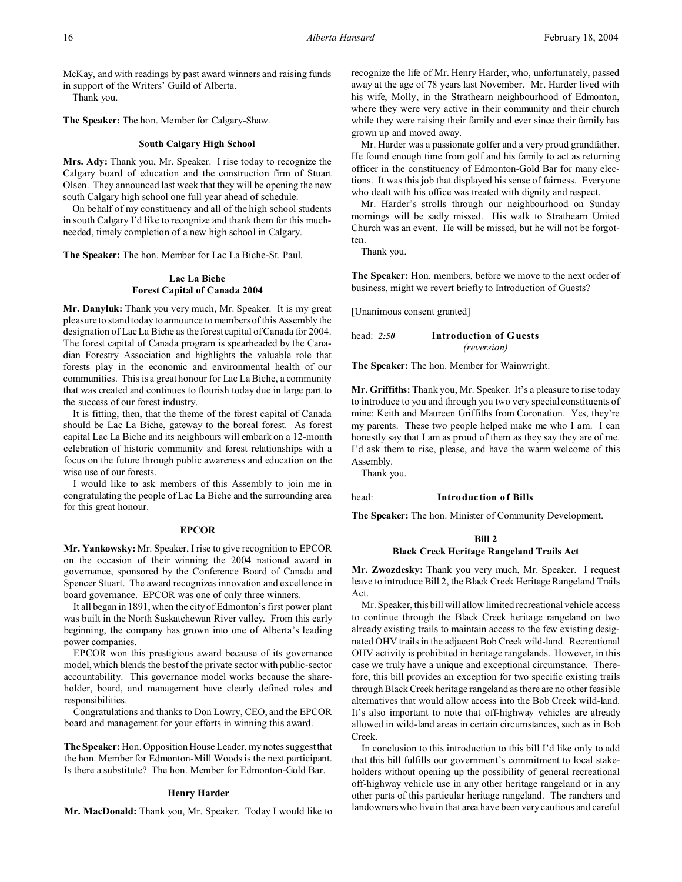McKay, and with readings by past award winners and raising funds in support of the Writers' Guild of Alberta.

Thank you.

**The Speaker:** The hon. Member for Calgary-Shaw.

### South Calgary High School

**Mrs. Ady:** Thank you, Mr. Speaker. I rise today to recognize the Calgary board of education and the construction firm of Stuart Olsen. They announced last week that they will be opening the new south Calgary high school one full year ahead of schedule.

On behalf of my constituency and all of the high school students in south Calgary I'd like to recognize and thank them for this much-needed, timely completion of a new high school in Calgary.

**The Speaker:** The hon. Member for Lac La Biche-St. Paul.

### Lac La Biche Forest Capital of Canada 2004

**Mr. Danyluk:** Thank you very much, Mr. Speaker. It is my great pleasure to stand today to announce to members of this Assembly the designation of Lac La Biche as the forest capital of Canada for 2004. The forest capital of Canada program is spearheaded by the Canadian Forestry Association and highlights the valuable role that forests play in the economic and environmental health of our communities. This is a great honour for Lac La Biche, a community that was created and continues to flourish today due in large part to the success of our forest industry.

It is fitting, then, that the theme of the forest capital of Canada should be Lac La Biche, gateway to the boreal forest. As forest capital Lac La Biche and its neighbours will embark on a 12-month celebration of historic community and forest relationships with a focus on the future through public awareness and education on the wise use of our forests.

I would like to ask members of this Assembly to join me in congratulating the people of Lac La Biche and the surrounding area for this great honour.

### EPCOR

**Mr. Yankowsky:** Mr. Speaker, I rise to give recognition to EPCOR on the occasion of their winning the 2004 national award in governance, sponsored by the Conference Board of Canada and Spencer Stuart. The award recognizes innovation and excellence in board governance. EPCOR was one of only three winners.

It all began in 1891, when the city of Edmonton's first power plant was built in the North Saskatchewan River valley. From this early beginning, the company has grown into one of Alberta's leading power companies.

EPCOR won this prestigious award because of its governance model, which blends the best of the private sector with public-sector accountability. This governance model works because the shareholder, board, and management have clearly defined roles and responsibilities.

Congratulations and thanks to Don Lowry, CEO, and the EPCOR board and management for your efforts in winning this award.

**The Speaker:** Hon. Opposition House Leader, my notes suggest that the hon. Member for Edmonton-Mill Woods is the next participant. Is there a substitute? The hon. Member for Edmonton-Gold Bar.

### Henry Harder

**Mr. MacDonald:** Thank you, Mr. Speaker. Today I would like to recognize the life of Mr. Henry Harder, who, unfortunately, passed away at the age of 78 years last November. Mr. Harder lived with his wife, Molly, in the Strathearn neighbourhood of Edmonton, where they were very active in their community and their church while they were raising their family and ever since their family has grown up and moved away.

Mr. Harder was a passionate golfer and a very proud grandfather. He found enough time from golf and his family to act as returning officer in the constituency of Edmonton-Gold Bar for many elections. It was this job that displayed his sense of fairness. Everyone who dealt with his office was treated with dignity and respect.

Mr. Harder's strolls through our neighbourhood on Sunday mornings will be sadly missed. His walk to Strathearn United Church was an event. He will be missed, but he will not be forgotten.

Thank you.

**The Speaker:** Hon. members, before we move to the next order of business, might we revert briefly to Introduction of Guests?

[Unanimous consent granted]

head: *2:50* **Introduction of Guests**
*(reversion)*

**The Speaker:** The hon. Member for Wainwright.

**Mr. Griffiths:** Thank you, Mr. Speaker. It's a pleasure to rise today to introduce to you and through you two very special constituents of mine: Keith and Maureen Griffiths from Coronation. Yes, they're my parents. These two people helped make me who I am. I can honestly say that I am as proud of them as they say they are of me. I'd ask them to rise, please, and have the warm welcome of this Assembly.

Thank you.

head: **Introduction of Bills**

**The Speaker:** The hon. Minister of Community Development.

### Bill 2
### Black Creek Heritage Rangeland Trails Act

**Mr. Zwozdesky:** Thank you very much, Mr. Speaker. I request leave to introduce Bill 2, the Black Creek Heritage Rangeland Trails Act.

Mr. Speaker, this bill will allow limited recreational vehicle access to continue through the Black Creek heritage rangeland on two already existing trails to maintain access to the few existing designated OHV trails in the adjacent Bob Creek wild-land. Recreational OHV activity is prohibited in heritage rangelands. However, in this case we truly have a unique and exceptional circumstance. Therefore, this bill provides an exception for two specific existing trails through Black Creek heritage rangeland as there are no other feasible alternatives that would allow access into the Bob Creek wild-land. It's also important to note that off-highway vehicles are already allowed in wild-land areas in certain circumstances, such as in Bob Creek.

In conclusion to this introduction to this bill I'd like only to add that this bill fulfills our government's commitment to local stakeholders without opening up the possibility of general recreational off-highway vehicle use in any other heritage rangeland or in any other parts of this particular heritage rangeland. The ranchers and landowners who live in that area have been very cautious and careful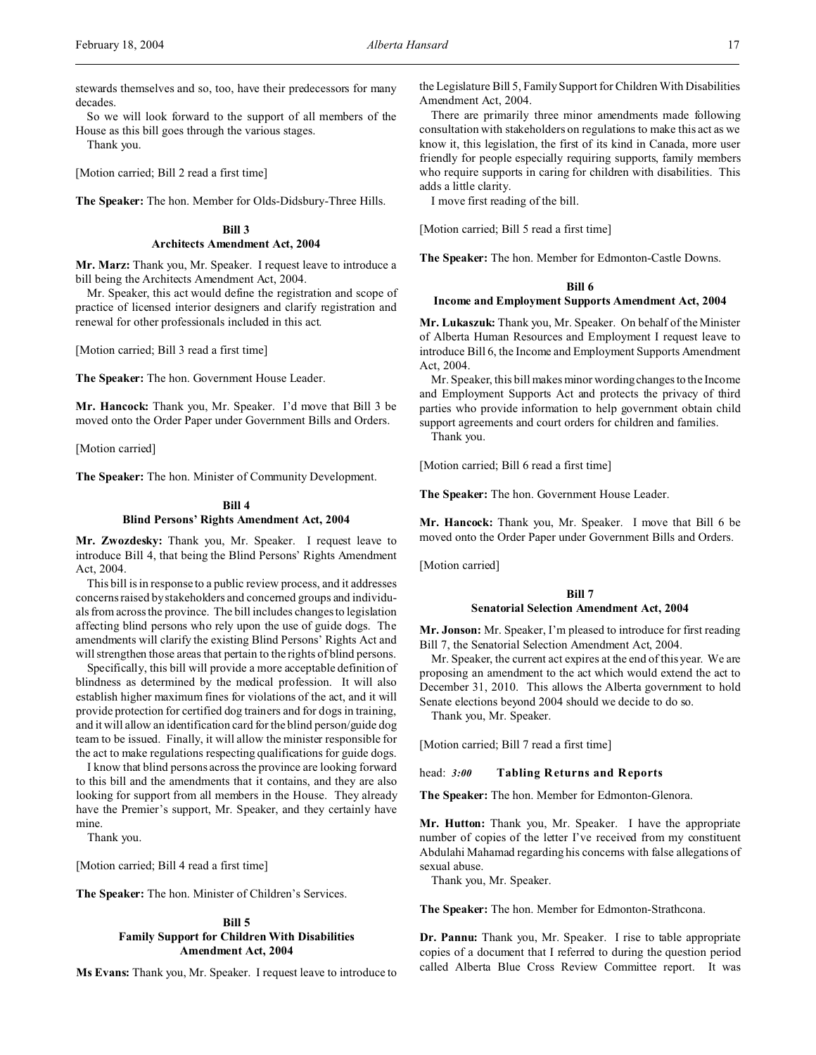stewards themselves and so, too, have their predecessors for many decades.

So we will look forward to the support of all members of the House as this bill goes through the various stages.

Thank you.

[Motion carried; Bill 2 read a first time]

**The Speaker:** The hon. Member for Olds-Didsbury-Three Hills.

### Bill 3
### Architects Amendment Act, 2004

**Mr. Marz:** Thank you, Mr. Speaker. I request leave to introduce a bill being the Architects Amendment Act, 2004.

Mr. Speaker, this act would define the registration and scope of practice of licensed interior designers and clarify registration and renewal for other professionals included in this act.

[Motion carried; Bill 3 read a first time]

**The Speaker:** The hon. Government House Leader.

**Mr. Hancock:** Thank you, Mr. Speaker. I'd move that Bill 3 be moved onto the Order Paper under Government Bills and Orders.

[Motion carried]

**The Speaker:** The hon. Minister of Community Development.

### Bill 4
### Blind Persons' Rights Amendment Act, 2004

**Mr. Zwozdesky:** Thank you, Mr. Speaker. I request leave to introduce Bill 4, that being the Blind Persons' Rights Amendment Act, 2004.

This bill is in response to a public review process, and it addresses concerns raised by stakeholders and concerned groups and individuals from across the province. The bill includes changes to legislation affecting blind persons who rely upon the use of guide dogs. The amendments will clarify the existing Blind Persons' Rights Act and will strengthen those areas that pertain to the rights of blind persons.

Specifically, this bill will provide a more acceptable definition of blindness as determined by the medical profession. It will also establish higher maximum fines for violations of the act, and it will provide protection for certified dog trainers and for dogs in training, and it will allow an identification card for the blind person/guide dog team to be issued. Finally, it will allow the minister responsible for the act to make regulations respecting qualifications for guide dogs.

I know that blind persons across the province are looking forward to this bill and the amendments that it contains, and they are also looking for support from all members in the House. They already have the Premier's support, Mr. Speaker, and they certainly have mine.

Thank you.

[Motion carried; Bill 4 read a first time]

**The Speaker:** The hon. Minister of Children's Services.

### Bill 5
### Family Support for Children With Disabilities Amendment Act, 2004

**Ms Evans:** Thank you, Mr. Speaker. I request leave to introduce to the Legislature Bill 5, Family Support for Children With Disabilities Amendment Act, 2004.

There are primarily three minor amendments made following consultation with stakeholders on regulations to make this act as we know it, this legislation, the first of its kind in Canada, more user friendly for people especially requiring supports, family members who require supports in caring for children with disabilities. This adds a little clarity.

I move first reading of the bill.

[Motion carried; Bill 5 read a first time]

**The Speaker:** The hon. Member for Edmonton-Castle Downs.

### Bill 6
### Income and Employment Supports Amendment Act, 2004

**Mr. Lukaszuk:** Thank you, Mr. Speaker. On behalf of the Minister of Alberta Human Resources and Employment I request leave to introduce Bill 6, the Income and Employment Supports Amendment Act, 2004.

Mr. Speaker, this bill makes minor wording changes to the Income and Employment Supports Act and protects the privacy of third parties who provide information to help government obtain child support agreements and court orders for children and families.

Thank you.

[Motion carried; Bill 6 read a first time]

**The Speaker:** The hon. Government House Leader.

**Mr. Hancock:** Thank you, Mr. Speaker. I move that Bill 6 be moved onto the Order Paper under Government Bills and Orders.

[Motion carried]

### Bill 7
### Senatorial Selection Amendment Act, 2004

**Mr. Jonson:** Mr. Speaker, I'm pleased to introduce for first reading Bill 7, the Senatorial Selection Amendment Act, 2004.

Mr. Speaker, the current act expires at the end of this year. We are proposing an amendment to the act which would extend the act to December 31, 2010. This allows the Alberta government to hold Senate elections beyond 2004 should we decide to do so.

Thank you, Mr. Speaker.

[Motion carried; Bill 7 read a first time]

head: *3:00* **Tabling Returns and Reports**

**The Speaker:** The hon. Member for Edmonton-Glenora.

**Mr. Hutton:** Thank you, Mr. Speaker. I have the appropriate number of copies of the letter I've received from my constituent Abdulahi Mahamad regarding his concerns with false allegations of sexual abuse.

Thank you, Mr. Speaker.

**The Speaker:** The hon. Member for Edmonton-Strathcona.

**Dr. Pannu:** Thank you, Mr. Speaker. I rise to table appropriate copies of a document that I referred to during the question period called Alberta Blue Cross Review Committee report. It was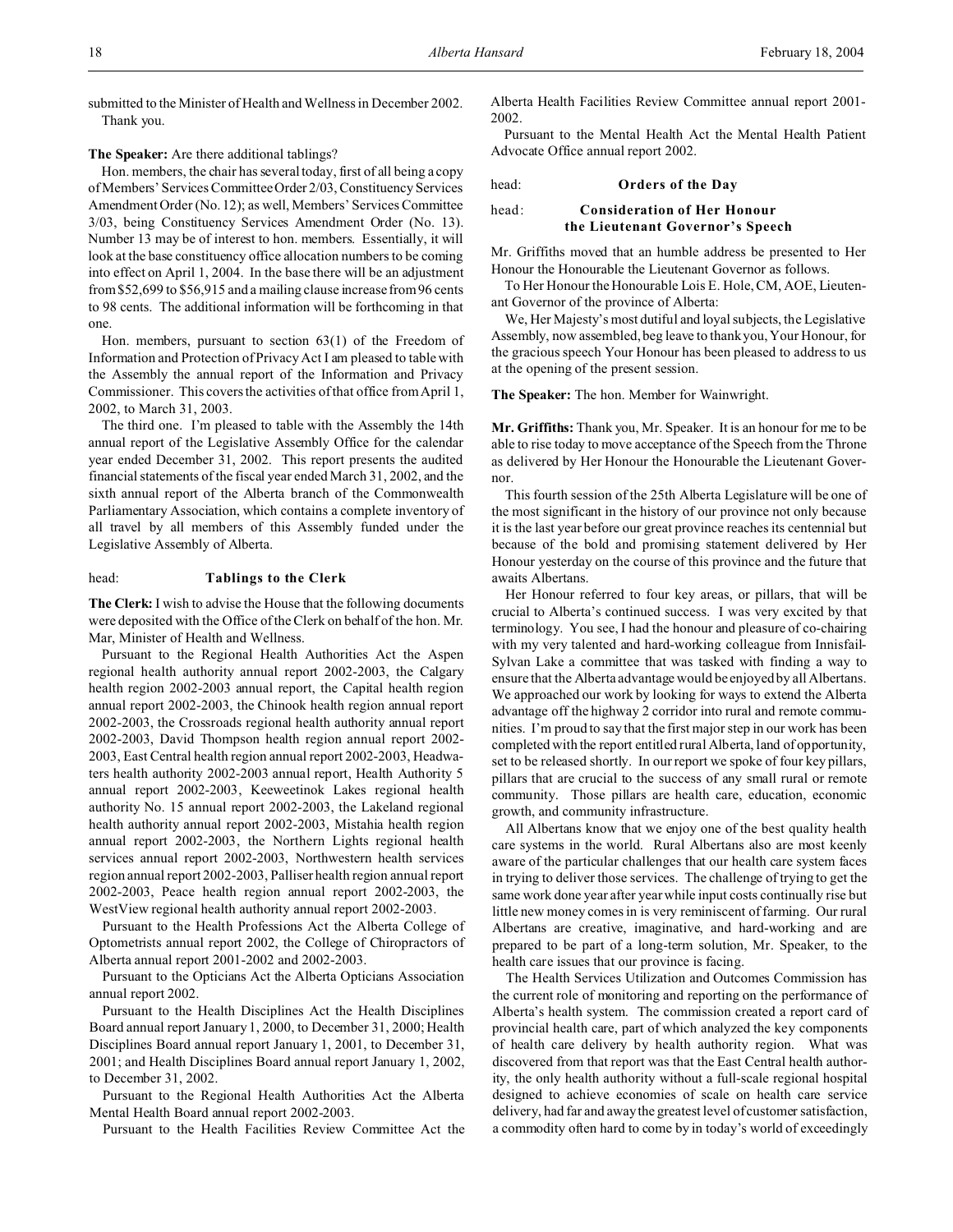submitted to the Minister of Health and Wellness in December 2002. Thank you.

**The Speaker:** Are there additional tablings?

Hon. members, the chair has several today, first of all being a copy of Members' Services Committee Order 2/03, Constituency Services Amendment Order (No. 12); as well, Members' Services Committee 3/03, being Constituency Services Amendment Order (No. 13). Number 13 may be of interest to hon. members. Essentially, it will look at the base constituency office allocation numbers to be coming into effect on April 1, 2004. In the base there will be an adjustment from $52,699 to $56,915 and a mailing clause increase from 96 cents to 98 cents. The additional information will be forthcoming in that one.

Hon. members, pursuant to section 63(1) of the Freedom of Information and Protection of Privacy Act I am pleased to table with the Assembly the annual report of the Information and Privacy Commissioner. This covers the activities of that office from April 1, 2002, to March 31, 2003.

The third one. I'm pleased to table with the Assembly the 14th annual report of the Legislative Assembly Office for the calendar year ended December 31, 2002. This report presents the audited financial statements of the fiscal year ended March 31, 2002, and the sixth annual report of the Alberta branch of the Commonwealth Parliamentary Association, which contains a complete inventory of all travel by all members of this Assembly funded under the Legislative Assembly of Alberta.

## head: Tablings to the Clerk

**The Clerk:** I wish to advise the House that the following documents were deposited with the Office of the Clerk on behalf of the hon. Mr. Mar, Minister of Health and Wellness.

Pursuant to the Regional Health Authorities Act the Aspen regional health authority annual report 2002-2003, the Calgary health region 2002-2003 annual report, the Capital health region annual report 2002-2003, the Chinook health region annual report 2002-2003, the Crossroads regional health authority annual report 2002-2003, David Thompson health region annual report 2002-2003, East Central health region annual report 2002-2003, Headwaters health authority 2002-2003 annual report, Health Authority 5 annual report 2002-2003, Keeweetinok Lakes regional health authority No. 15 annual report 2002-2003, the Lakeland regional health authority annual report 2002-2003, Mistahia health region annual report 2002-2003, the Northern Lights regional health services annual report 2002-2003, Northwestern health services region annual report 2002-2003, Palliser health region annual report 2002-2003, Peace health region annual report 2002-2003, the WestView regional health authority annual report 2002-2003.

Pursuant to the Health Professions Act the Alberta College of Optometrists annual report 2002, the College of Chiropractors of Alberta annual report 2001-2002 and 2002-2003.

Pursuant to the Opticians Act the Alberta Opticians Association annual report 2002.

Pursuant to the Health Disciplines Act the Health Disciplines Board annual report January 1, 2000, to December 31, 2000; Health Disciplines Board annual report January 1, 2001, to December 31, 2001; and Health Disciplines Board annual report January 1, 2002, to December 31, 2002.

Pursuant to the Regional Health Authorities Act the Alberta Mental Health Board annual report 2002-2003.

Pursuant to the Health Facilities Review Committee Act the Alberta Health Facilities Review Committee annual report 2001-2002.

Pursuant to the Mental Health Act the Mental Health Patient Advocate Office annual report 2002.

## head: Orders of the Day

## head: Consideration of Her Honour the Lieutenant Governor's Speech

Mr. Griffiths moved that an humble address be presented to Her Honour the Honourable the Lieutenant Governor as follows.

To Her Honour the Honourable Lois E. Hole, CM, AOE, Lieutenant Governor of the province of Alberta:

We, Her Majesty's most dutiful and loyal subjects, the Legislative Assembly, now assembled, beg leave to thank you, Your Honour, for the gracious speech Your Honour has been pleased to address to us at the opening of the present session.

**The Speaker:** The hon. Member for Wainwright.

**Mr. Griffiths:** Thank you, Mr. Speaker. It is an honour for me to be able to rise today to move acceptance of the Speech from the Throne as delivered by Her Honour the Honourable the Lieutenant Governor.

This fourth session of the 25th Alberta Legislature will be one of the most significant in the history of our province not only because it is the last year before our great province reaches its centennial but because of the bold and promising statement delivered by Her Honour yesterday on the course of this province and the future that awaits Albertans.

Her Honour referred to four key areas, or pillars, that will be crucial to Alberta's continued success. I was very excited by that terminology. You see, I had the honour and pleasure of co-chairing with my very talented and hard-working colleague from Innisfail-Sylvan Lake a committee that was tasked with finding a way to ensure that the Alberta advantage would be enjoyed by all Albertans. We approached our work by looking for ways to extend the Alberta advantage off the highway 2 corridor into rural and remote communities. I'm proud to say that the first major step in our work has been completed with the report entitled rural Alberta, land of opportunity, set to be released shortly. In our report we spoke of four key pillars, pillars that are crucial to the success of any small rural or remote community. Those pillars are health care, education, economic growth, and community infrastructure.

All Albertans know that we enjoy one of the best quality health care systems in the world. Rural Albertans also are most keenly aware of the particular challenges that our health care system faces in trying to deliver those services. The challenge of trying to get the same work done year after year while input costs continually rise but little new money comes in is very reminiscent of farming. Our rural Albertans are creative, imaginative, and hard-working and are prepared to be part of a long-term solution, Mr. Speaker, to the health care issues that our province is facing.

The Health Services Utilization and Outcomes Commission has the current role of monitoring and reporting on the performance of Alberta's health system. The commission created a report card of provincial health care, part of which analyzed the key components of health care delivery by health authority region. What was discovered from that report was that the East Central health authority, the only health authority without a full-scale regional hospital designed to achieve economies of scale on health care service delivery, had far and away the greatest level of customer satisfaction, a commodity often hard to come by in today's world of exceedingly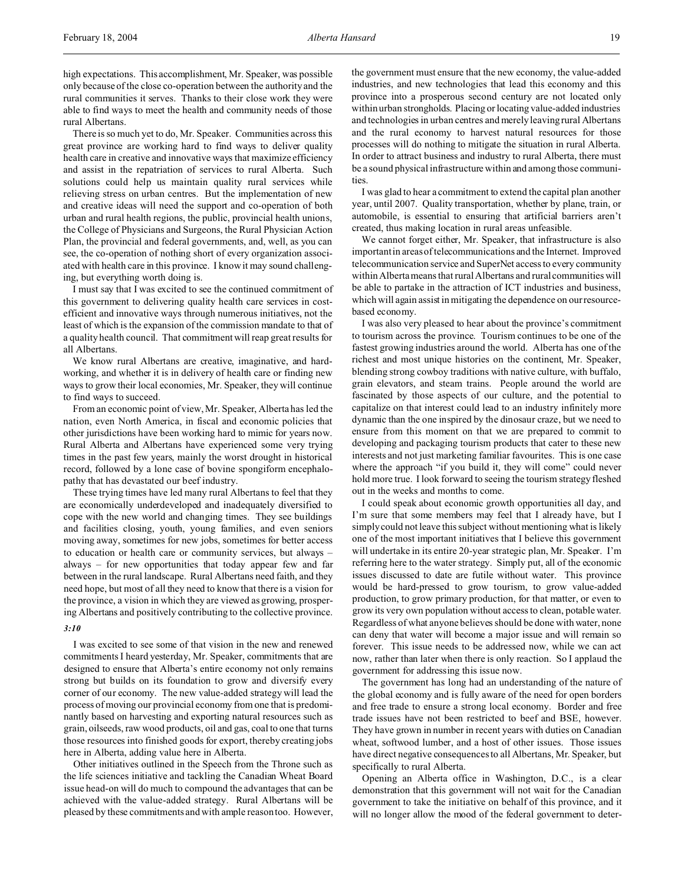high expectations. This accomplishment, Mr. Speaker, was possible only because of the close co-operation between the authority and the rural communities it serves. Thanks to their close work they were able to find ways to meet the health and community needs of those rural Albertans.

There is so much yet to do, Mr. Speaker. Communities across this great province are working hard to find ways to deliver quality health care in creative and innovative ways that maximize efficiency and assist in the repatriation of services to rural Alberta. Such solutions could help us maintain quality rural services while relieving stress on urban centres. But the implementation of new and creative ideas will need the support and co-operation of both urban and rural health regions, the public, provincial health unions, the College of Physicians and Surgeons, the Rural Physician Action Plan, the provincial and federal governments, and, well, as you can see, the co-operation of nothing short of every organization associated with health care in this province. I know it may sound challenging, but everything worth doing is.

I must say that I was excited to see the continued commitment of this government to delivering quality health care services in cost-efficient and innovative ways through numerous initiatives, not the least of which is the expansion of the commission mandate to that of a quality health council. That commitment will reap great results for all Albertans.

We know rural Albertans are creative, imaginative, and hard-working, and whether it is in delivery of health care or finding new ways to grow their local economies, Mr. Speaker, they will continue to find ways to succeed.

From an economic point of view, Mr. Speaker, Alberta has led the nation, even North America, in fiscal and economic policies that other jurisdictions have been working hard to mimic for years now. Rural Alberta and Albertans have experienced some very trying times in the past few years, mainly the worst drought in historical record, followed by a lone case of bovine spongiform encephalopathy that has devastated our beef industry.

These trying times have led many rural Albertans to feel that they are economically underdeveloped and inadequately diversified to cope with the new world and changing times. They see buildings and facilities closing, youth, young families, and even seniors moving away, sometimes for new jobs, sometimes for better access to education or health care or community services, but always – always – for new opportunities that today appear few and far between in the rural landscape. Rural Albertans need faith, and they need hope, but most of all they need to know that there is a vision for the province, a vision in which they are viewed as growing, prospering Albertans and positively contributing to the collective province.

*3:10*

I was excited to see some of that vision in the new and renewed commitments I heard yesterday, Mr. Speaker, commitments that are designed to ensure that Alberta's entire economy not only remains strong but builds on its foundation to grow and diversify every corner of our economy. The new value-added strategy will lead the process of moving our provincial economy from one that is predominantly based on harvesting and exporting natural resources such as grain, oilseeds, raw wood products, oil and gas, coal to one that turns those resources into finished goods for export, thereby creating jobs here in Alberta, adding value here in Alberta.

Other initiatives outlined in the Speech from the Throne such as the life sciences initiative and tackling the Canadian Wheat Board issue head-on will do much to compound the advantages that can be achieved with the value-added strategy. Rural Albertans will be pleased by these commitments and with ample reason too. However, the government must ensure that the new economy, the value-added industries, and new technologies that lead this economy and this province into a prosperous second century are not located only within urban strongholds. Placing or locating value-added industries and technologies in urban centres and merely leaving rural Albertans and the rural economy to harvest natural resources for those processes will do nothing to mitigate the situation in rural Alberta. In order to attract business and industry to rural Alberta, there must be a sound physical infrastructure within and among those communities.

I was glad to hear a commitment to extend the capital plan another year, until 2007. Quality transportation, whether by plane, train, or automobile, is essential to ensuring that artificial barriers aren't created, thus making location in rural areas unfeasible.

We cannot forget either, Mr. Speaker, that infrastructure is also important in areas of telecommunications and the Internet. Improved telecommunication service and SuperNet access to every community within Alberta means that rural Albertans and rural communities will be able to partake in the attraction of ICT industries and business, which will again assist in mitigating the dependence on our resource-based economy.

I was also very pleased to hear about the province's commitment to tourism across the province. Tourism continues to be one of the fastest growing industries around the world. Alberta has one of the richest and most unique histories on the continent, Mr. Speaker, blending strong cowboy traditions with native culture, with buffalo, grain elevators, and steam trains. People around the world are fascinated by those aspects of our culture, and the potential to capitalize on that interest could lead to an industry infinitely more dynamic than the one inspired by the dinosaur craze, but we need to ensure from this moment on that we are prepared to commit to developing and packaging tourism products that cater to these new interests and not just marketing familiar favourites. This is one case where the approach "if you build it, they will come" could never hold more true. I look forward to seeing the tourism strategy fleshed out in the weeks and months to come.

I could speak about economic growth opportunities all day, and I'm sure that some members may feel that I already have, but I simply could not leave this subject without mentioning what is likely one of the most important initiatives that I believe this government will undertake in its entire 20-year strategic plan, Mr. Speaker. I'm referring here to the water strategy. Simply put, all of the economic issues discussed to date are futile without water. This province would be hard-pressed to grow tourism, to grow value-added production, to grow primary production, for that matter, or even to grow its very own population without access to clean, potable water. Regardless of what anyone believes should be done with water, none can deny that water will become a major issue and will remain so forever. This issue needs to be addressed now, while we can act now, rather than later when there is only reaction. So I applaud the government for addressing this issue now.

The government has long had an understanding of the nature of the global economy and is fully aware of the need for open borders and free trade to ensure a strong local economy. Border and free trade issues have not been restricted to beef and BSE, however. They have grown in number in recent years with duties on Canadian wheat, softwood lumber, and a host of other issues. Those issues have direct negative consequences to all Albertans, Mr. Speaker, but specifically to rural Alberta.

Opening an Alberta office in Washington, D.C., is a clear demonstration that this government will not wait for the Canadian government to take the initiative on behalf of this province, and it will no longer allow the mood of the federal government to deter-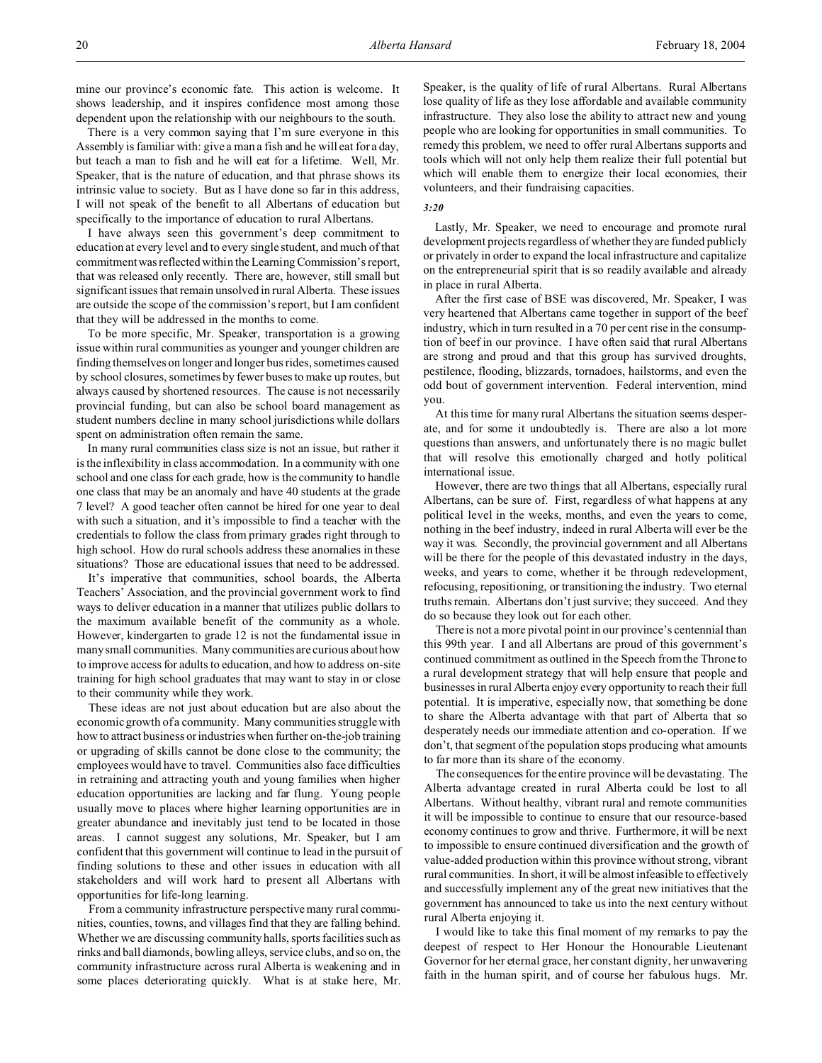mine our province's economic fate. This action is welcome. It shows leadership, and it inspires confidence most among those dependent upon the relationship with our neighbours to the south.

There is a very common saying that I'm sure everyone in this Assembly is familiar with: give a man a fish and he will eat for a day, but teach a man to fish and he will eat for a lifetime. Well, Mr. Speaker, that is the nature of education, and that phrase shows its intrinsic value to society. But as I have done so far in this address, I will not speak of the benefit to all Albertans of education but specifically to the importance of education to rural Albertans.

I have always seen this government's deep commitment to education at every level and to every single student, and much of that commitment was reflected within the Learning Commission's report, that was released only recently. There are, however, still small but significant issues that remain unsolved in rural Alberta. These issues are outside the scope of the commission's report, but I am confident that they will be addressed in the months to come.

To be more specific, Mr. Speaker, transportation is a growing issue within rural communities as younger and younger children are finding themselves on longer and longer bus rides, sometimes caused by school closures, sometimes by fewer buses to make up routes, but always caused by shortened resources. The cause is not necessarily provincial funding, but can also be school board management as student numbers decline in many school jurisdictions while dollars spent on administration often remain the same.

In many rural communities class size is not an issue, but rather it is the inflexibility in class accommodation. In a community with one school and one class for each grade, how is the community to handle one class that may be an anomaly and have 40 students at the grade 7 level? A good teacher often cannot be hired for one year to deal with such a situation, and it's impossible to find a teacher with the credentials to follow the class from primary grades right through to high school. How do rural schools address these anomalies in these situations? Those are educational issues that need to be addressed.

It's imperative that communities, school boards, the Alberta Teachers' Association, and the provincial government work to find ways to deliver education in a manner that utilizes public dollars to the maximum available benefit of the community as a whole. However, kindergarten to grade 12 is not the fundamental issue in many small communities. Many communities are curious about how to improve access for adults to education, and how to address on-site training for high school graduates that may want to stay in or close to their community while they work.

These ideas are not just about education but are also about the economic growth of a community. Many communities struggle with how to attract business or industries when further on-the-job training or upgrading of skills cannot be done close to the community; the employees would have to travel. Communities also face difficulties in retraining and attracting youth and young families when higher education opportunities are lacking and far flung. Young people usually move to places where higher learning opportunities are in greater abundance and inevitably just tend to be located in those areas. I cannot suggest any solutions, Mr. Speaker, but I am confident that this government will continue to lead in the pursuit of finding solutions to these and other issues in education with all stakeholders and will work hard to present all Albertans with opportunities for life-long learning.

From a community infrastructure perspective many rural communities, counties, towns, and villages find that they are falling behind. Whether we are discussing community halls, sports facilities such as rinks and ball diamonds, bowling alleys, service clubs, and so on, the community infrastructure across rural Alberta is weakening and in some places deteriorating quickly. What is at stake here, Mr. Speaker, is the quality of life of rural Albertans. Rural Albertans lose quality of life as they lose affordable and available community infrastructure. They also lose the ability to attract new and young people who are looking for opportunities in small communities. To remedy this problem, we need to offer rural Albertans supports and tools which will not only help them realize their full potential but which will enable them to energize their local economies, their volunteers, and their fundraising capacities.

*3:20*

Lastly, Mr. Speaker, we need to encourage and promote rural development projects regardless of whether they are funded publicly or privately in order to expand the local infrastructure and capitalize on the entrepreneurial spirit that is so readily available and already in place in rural Alberta.

After the first case of BSE was discovered, Mr. Speaker, I was very heartened that Albertans came together in support of the beef industry, which in turn resulted in a 70 per cent rise in the consumption of beef in our province. I have often said that rural Albertans are strong and proud and that this group has survived droughts, pestilence, flooding, blizzards, tornadoes, hailstorms, and even the odd bout of government intervention. Federal intervention, mind you.

At this time for many rural Albertans the situation seems desperate, and for some it undoubtedly is. There are also a lot more questions than answers, and unfortunately there is no magic bullet that will resolve this emotionally charged and hotly political international issue.

However, there are two things that all Albertans, especially rural Albertans, can be sure of. First, regardless of what happens at any political level in the weeks, months, and even the years to come, nothing in the beef industry, indeed in rural Alberta will ever be the way it was. Secondly, the provincial government and all Albertans will be there for the people of this devastated industry in the days, weeks, and years to come, whether it be through redevelopment, refocusing, repositioning, or transitioning the industry. Two eternal truths remain. Albertans don't just survive; they succeed. And they do so because they look out for each other.

There is not a more pivotal point in our province's centennial than this 99th year. I and all Albertans are proud of this government's continued commitment as outlined in the Speech from the Throne to a rural development strategy that will help ensure that people and businesses in rural Alberta enjoy every opportunity to reach their full potential. It is imperative, especially now, that something be done to share the Alberta advantage with that part of Alberta that so desperately needs our immediate attention and co-operation. If we don't, that segment of the population stops producing what amounts to far more than its share of the economy.

The consequences for the entire province will be devastating. The Alberta advantage created in rural Alberta could be lost to all Albertans. Without healthy, vibrant rural and remote communities it will be impossible to continue to ensure that our resource-based economy continues to grow and thrive. Furthermore, it will be next to impossible to ensure continued diversification and the growth of value-added production within this province without strong, vibrant rural communities. In short, it will be almost infeasible to effectively and successfully implement any of the great new initiatives that the government has announced to take us into the next century without rural Alberta enjoying it.

I would like to take this final moment of my remarks to pay the deepest of respect to Her Honour the Honourable Lieutenant Governor for her eternal grace, her constant dignity, her unwavering faith in the human spirit, and of course her fabulous hugs. Mr.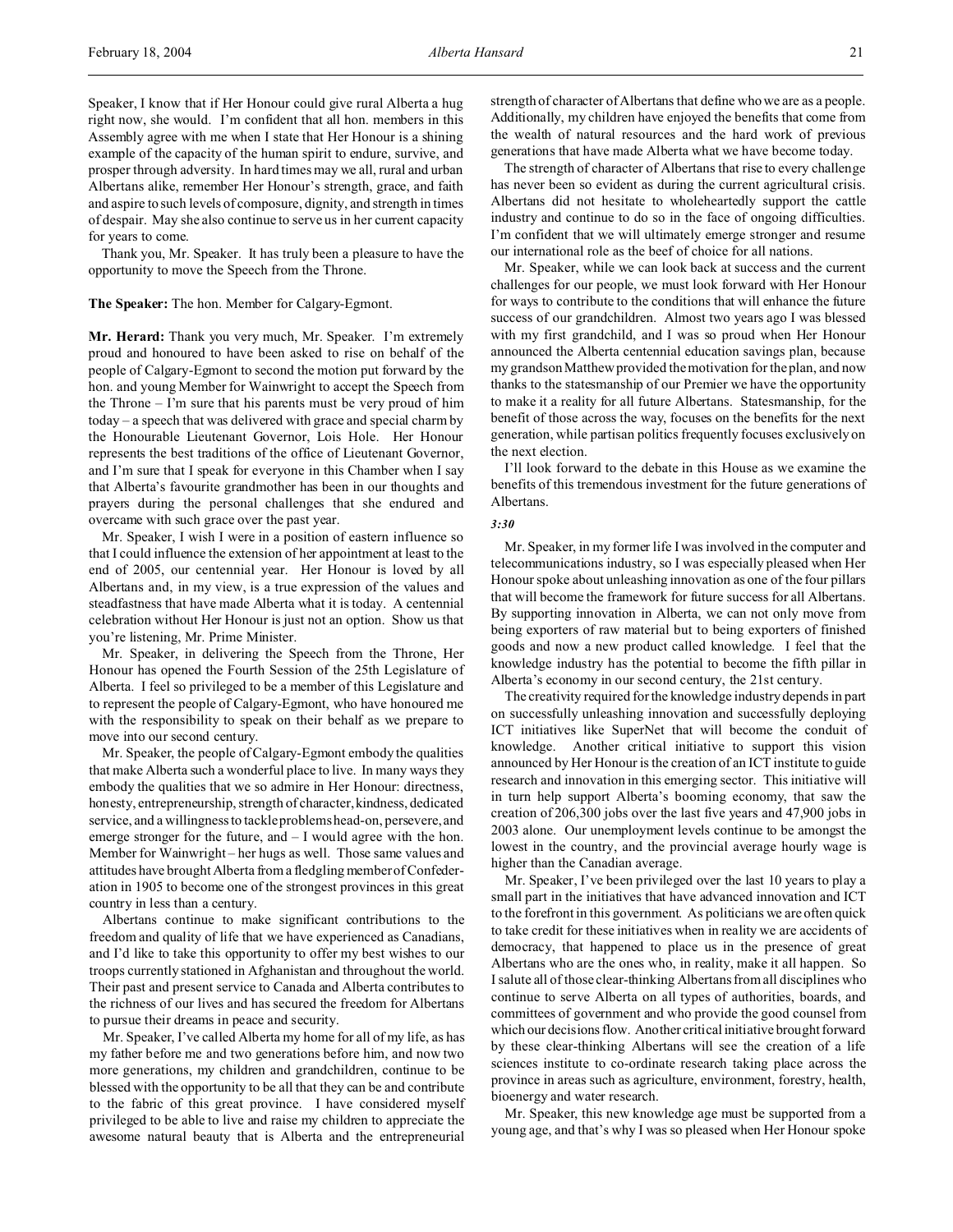Speaker, I know that if Her Honour could give rural Alberta a hug right now, she would. I'm confident that all hon. members in this Assembly agree with me when I state that Her Honour is a shining example of the capacity of the human spirit to endure, survive, and prosper through adversity. In hard times may we all, rural and urban Albertans alike, remember Her Honour's strength, grace, and faith and aspire to such levels of composure, dignity, and strength in times of despair. May she also continue to serve us in her current capacity for years to come.

Thank you, Mr. Speaker. It has truly been a pleasure to have the opportunity to move the Speech from the Throne.

**The Speaker:** The hon. Member for Calgary-Egmont.

**Mr. Herard:** Thank you very much, Mr. Speaker. I'm extremely proud and honoured to have been asked to rise on behalf of the people of Calgary-Egmont to second the motion put forward by the hon. and young Member for Wainwright to accept the Speech from the Throne – I'm sure that his parents must be very proud of him today – a speech that was delivered with grace and special charm by the Honourable Lieutenant Governor, Lois Hole. Her Honour represents the best traditions of the office of Lieutenant Governor, and I'm sure that I speak for everyone in this Chamber when I say that Alberta's favourite grandmother has been in our thoughts and prayers during the personal challenges that she endured and overcame with such grace over the past year.

Mr. Speaker, I wish I were in a position of eastern influence so that I could influence the extension of her appointment at least to the end of 2005, our centennial year. Her Honour is loved by all Albertans and, in my view, is a true expression of the values and steadfastness that have made Alberta what it is today. A centennial celebration without Her Honour is just not an option. Show us that you're listening, Mr. Prime Minister.

Mr. Speaker, in delivering the Speech from the Throne, Her Honour has opened the Fourth Session of the 25th Legislature of Alberta. I feel so privileged to be a member of this Legislature and to represent the people of Calgary-Egmont, who have honoured me with the responsibility to speak on their behalf as we prepare to move into our second century.

Mr. Speaker, the people of Calgary-Egmont embody the qualities that make Alberta such a wonderful place to live. In many ways they embody the qualities that we so admire in Her Honour: directness, honesty, entrepreneurship, strength of character, kindness, dedicated service, and a willingness to tackle problems head-on, persevere, and emerge stronger for the future, and – I would agree with the hon. Member for Wainwright – her hugs as well. Those same values and attitudes have brought Alberta from a fledgling member of Confederation in 1905 to become one of the strongest provinces in this great country in less than a century.

Albertans continue to make significant contributions to the freedom and quality of life that we have experienced as Canadians, and I'd like to take this opportunity to offer my best wishes to our troops currently stationed in Afghanistan and throughout the world. Their past and present service to Canada and Alberta contributes to the richness of our lives and has secured the freedom for Albertans to pursue their dreams in peace and security.

Mr. Speaker, I've called Alberta my home for all of my life, as has my father before me and two generations before him, and now two more generations, my children and grandchildren, continue to be blessed with the opportunity to be all that they can be and contribute to the fabric of this great province. I have considered myself privileged to be able to live and raise my children to appreciate the awesome natural beauty that is Alberta and the entrepreneurial strength of character of Albertans that define who we are as a people. Additionally, my children have enjoyed the benefits that come from the wealth of natural resources and the hard work of previous generations that have made Alberta what we have become today.

The strength of character of Albertans that rise to every challenge has never been so evident as during the current agricultural crisis. Albertans did not hesitate to wholeheartedly support the cattle industry and continue to do so in the face of ongoing difficulties. I'm confident that we will ultimately emerge stronger and resume our international role as the beef of choice for all nations.

Mr. Speaker, while we can look back at success and the current challenges for our people, we must look forward with Her Honour for ways to contribute to the conditions that will enhance the future success of our grandchildren. Almost two years ago I was blessed with my first grandchild, and I was so proud when Her Honour announced the Alberta centennial education savings plan, because my grandson Matthew provided the motivation for the plan, and now thanks to the statesmanship of our Premier we have the opportunity to make it a reality for all future Albertans. Statesmanship, for the benefit of those across the way, focuses on the benefits for the next generation, while partisan politics frequently focuses exclusively on the next election.

I'll look forward to the debate in this House as we examine the benefits of this tremendous investment for the future generations of Albertans.

*3:30*

Mr. Speaker, in my former life I was involved in the computer and telecommunications industry, so I was especially pleased when Her Honour spoke about unleashing innovation as one of the four pillars that will become the framework for future success for all Albertans. By supporting innovation in Alberta, we can not only move from being exporters of raw material but to being exporters of finished goods and now a new product called knowledge. I feel that the knowledge industry has the potential to become the fifth pillar in Alberta's economy in our second century, the 21st century.

The creativity required for the knowledge industry depends in part on successfully unleashing innovation and successfully deploying ICT initiatives like SuperNet that will become the conduit of knowledge. Another critical initiative to support this vision announced by Her Honour is the creation of an ICT institute to guide research and innovation in this emerging sector. This initiative will in turn help support Alberta's booming economy, that saw the creation of 206,300 jobs over the last five years and 47,900 jobs in 2003 alone. Our unemployment levels continue to be amongst the lowest in the country, and the provincial average hourly wage is higher than the Canadian average.

Mr. Speaker, I've been privileged over the last 10 years to play a small part in the initiatives that have advanced innovation and ICT to the forefront in this government. As politicians we are often quick to take credit for these initiatives when in reality we are accidents of democracy, that happened to place us in the presence of great Albertans who are the ones who, in reality, make it all happen. So I salute all of those clear-thinking Albertans from all disciplines who continue to serve Alberta on all types of authorities, boards, and committees of government and who provide the good counsel from which our decisions flow. Another critical initiative brought forward by these clear-thinking Albertans will see the creation of a life sciences institute to co-ordinate research taking place across the province in areas such as agriculture, environment, forestry, health, bioenergy and water research.

Mr. Speaker, this new knowledge age must be supported from a young age, and that's why I was so pleased when Her Honour spoke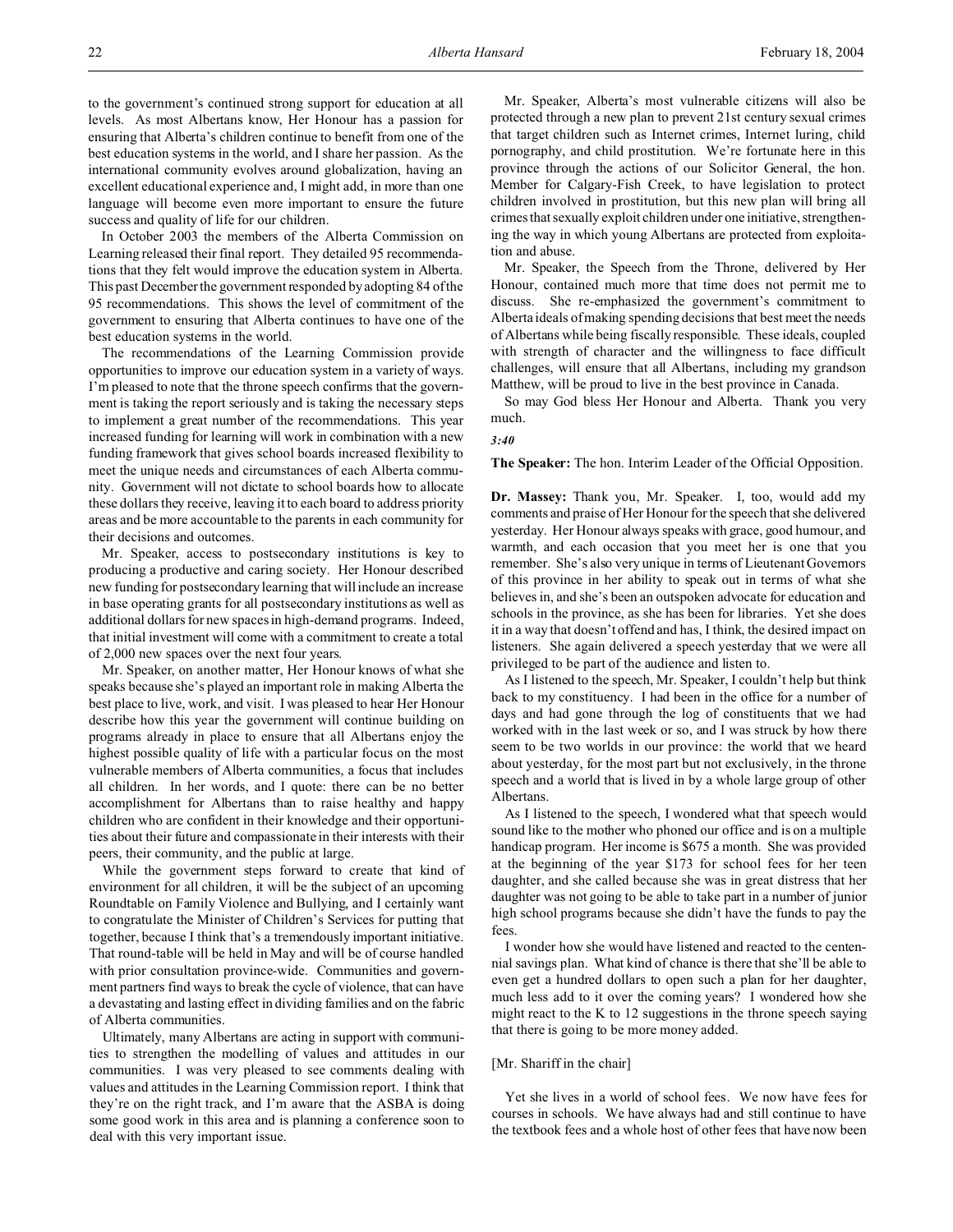to the government's continued strong support for education at all levels. As most Albertans know, Her Honour has a passion for ensuring that Alberta's children continue to benefit from one of the best education systems in the world, and I share her passion. As the international community evolves around globalization, having an excellent educational experience and, I might add, in more than one language will become even more important to ensure the future success and quality of life for our children.

In October 2003 the members of the Alberta Commission on Learning released their final report. They detailed 95 recommendations that they felt would improve the education system in Alberta. This past December the government responded by adopting 84 of the 95 recommendations. This shows the level of commitment of the government to ensuring that Alberta continues to have one of the best education systems in the world.

The recommendations of the Learning Commission provide opportunities to improve our education system in a variety of ways. I'm pleased to note that the throne speech confirms that the government is taking the report seriously and is taking the necessary steps to implement a great number of the recommendations. This year increased funding for learning will work in combination with a new funding framework that gives school boards increased flexibility to meet the unique needs and circumstances of each Alberta community. Government will not dictate to school boards how to allocate these dollars they receive, leaving it to each board to address priority areas and be more accountable to the parents in each community for their decisions and outcomes.

Mr. Speaker, access to postsecondary institutions is key to producing a productive and caring society. Her Honour described new funding for postsecondary learning that will include an increase in base operating grants for all postsecondary institutions as well as additional dollars for new spaces in high-demand programs. Indeed, that initial investment will come with a commitment to create a total of 2,000 new spaces over the next four years.

Mr. Speaker, on another matter, Her Honour knows of what she speaks because she's played an important role in making Alberta the best place to live, work, and visit. I was pleased to hear Her Honour describe how this year the government will continue building on programs already in place to ensure that all Albertans enjoy the highest possible quality of life with a particular focus on the most vulnerable members of Alberta communities, a focus that includes all children. In her words, and I quote: there can be no better accomplishment for Albertans than to raise healthy and happy children who are confident in their knowledge and their opportunities about their future and compassionate in their interests with their peers, their community, and the public at large.

While the government steps forward to create that kind of environment for all children, it will be the subject of an upcoming Roundtable on Family Violence and Bullying, and I certainly want to congratulate the Minister of Children's Services for putting that together, because I think that's a tremendously important initiative. That round-table will be held in May and will be of course handled with prior consultation province-wide. Communities and government partners find ways to break the cycle of violence, that can have a devastating and lasting effect in dividing families and on the fabric of Alberta communities.

Ultimately, many Albertans are acting in support with communities to strengthen the modelling of values and attitudes in our communities. I was very pleased to see comments dealing with values and attitudes in the Learning Commission report. I think that they're on the right track, and I'm aware that the ASBA is doing some good work in this area and is planning a conference soon to deal with this very important issue.

Mr. Speaker, Alberta's most vulnerable citizens will also be protected through a new plan to prevent 21st century sexual crimes that target children such as Internet crimes, Internet luring, child pornography, and child prostitution. We're fortunate here in this province through the actions of our Solicitor General, the hon. Member for Calgary-Fish Creek, to have legislation to protect children involved in prostitution, but this new plan will bring all crimes that sexually exploit children under one initiative, strengthening the way in which young Albertans are protected from exploitation and abuse.

Mr. Speaker, the Speech from the Throne, delivered by Her Honour, contained much more that time does not permit me to discuss. She re-emphasized the government's commitment to Alberta ideals of making spending decisions that best meet the needs of Albertans while being fiscally responsible. These ideals, coupled with strength of character and the willingness to face difficult challenges, will ensure that all Albertans, including my grandson Matthew, will be proud to live in the best province in Canada.

So may God bless Her Honour and Alberta. Thank you very much.

*3:40*

**The Speaker:** The hon. Interim Leader of the Official Opposition.

**Dr. Massey:** Thank you, Mr. Speaker. I, too, would add my comments and praise of Her Honour for the speech that she delivered yesterday. Her Honour always speaks with grace, good humour, and warmth, and each occasion that you meet her is one that you remember. She's also very unique in terms of Lieutenant Governors of this province in her ability to speak out in terms of what she believes in, and she's been an outspoken advocate for education and schools in the province, as she has been for libraries. Yet she does it in a way that doesn't offend and has, I think, the desired impact on listeners. She again delivered a speech yesterday that we were all privileged to be part of the audience and listen to.

As I listened to the speech, Mr. Speaker, I couldn't help but think back to my constituency. I had been in the office for a number of days and had gone through the log of constituents that we had worked with in the last week or so, and I was struck by how there seem to be two worlds in our province: the world that we heard about yesterday, for the most part but not exclusively, in the throne speech and a world that is lived in by a whole large group of other Albertans.

As I listened to the speech, I wondered what that speech would sound like to the mother who phoned our office and is on a multiple handicap program. Her income is $675 a month. She was provided at the beginning of the year $173 for school fees for her teen daughter, and she called because she was in great distress that her daughter was not going to be able to take part in a number of junior high school programs because she didn't have the funds to pay the fees.

I wonder how she would have listened and reacted to the centennial savings plan. What kind of chance is there that she'll be able to even get a hundred dollars to open such a plan for her daughter, much less add to it over the coming years? I wondered how she might react to the K to 12 suggestions in the throne speech saying that there is going to be more money added.

[Mr. Shariff in the chair]

Yet she lives in a world of school fees. We now have fees for courses in schools. We have always had and still continue to have the textbook fees and a whole host of other fees that have now been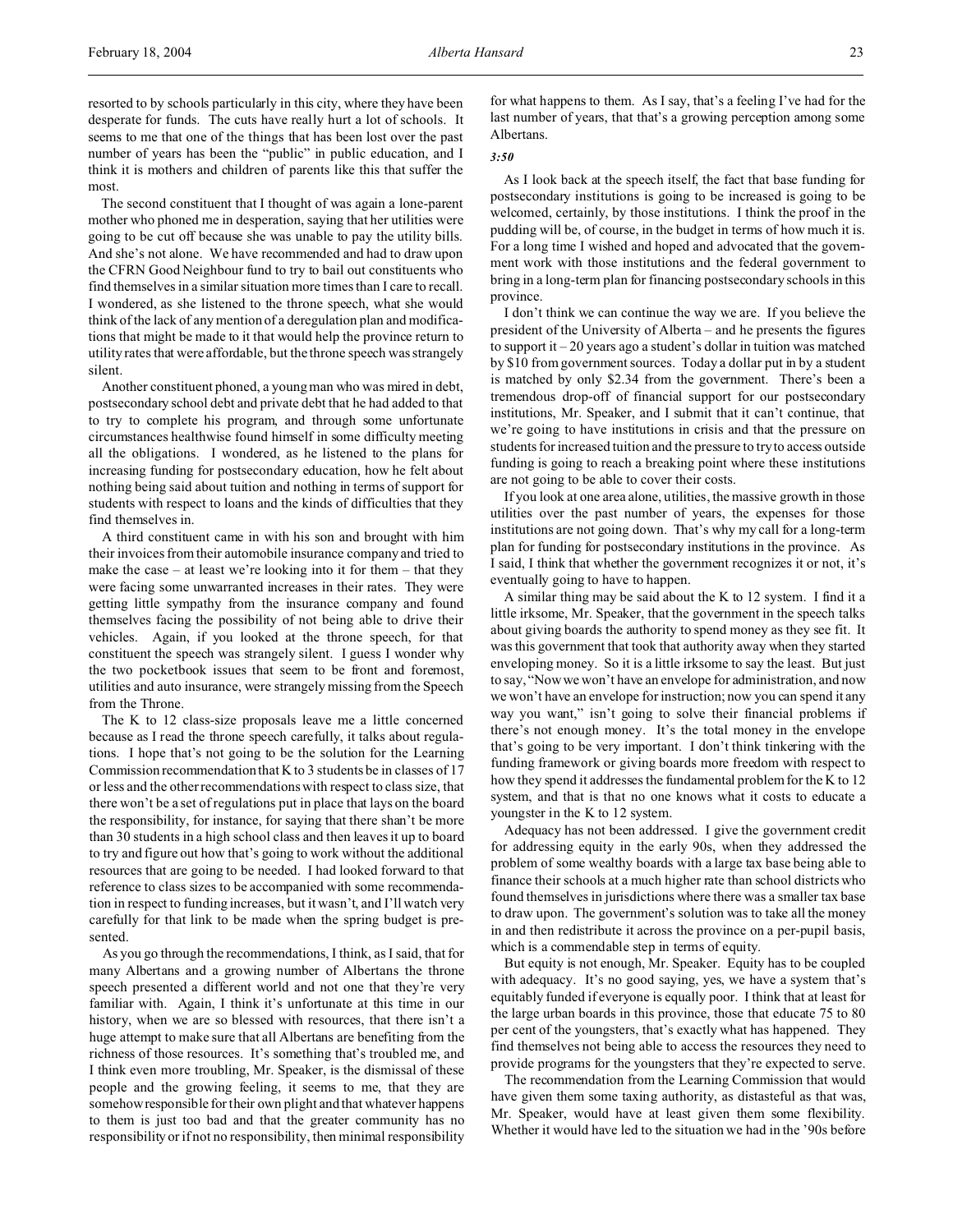resorted to by schools particularly in this city, where they have been desperate for funds. The cuts have really hurt a lot of schools. It seems to me that one of the things that has been lost over the past number of years has been the "public" in public education, and I think it is mothers and children of parents like this that suffer the most.

The second constituent that I thought of was again a lone-parent mother who phoned me in desperation, saying that her utilities were going to be cut off because she was unable to pay the utility bills. And she's not alone. We have recommended and had to draw upon the CFRN Good Neighbour fund to try to bail out constituents who find themselves in a similar situation more times than I care to recall. I wondered, as she listened to the throne speech, what she would think of the lack of any mention of a deregulation plan and modifications that might be made to it that would help the province return to utility rates that were affordable, but the throne speech was strangely silent.

Another constituent phoned, a young man who was mired in debt, postsecondary school debt and private debt that he had added to that to try to complete his program, and through some unfortunate circumstances healthwise found himself in some difficulty meeting all the obligations. I wondered, as he listened to the plans for increasing funding for postsecondary education, how he felt about nothing being said about tuition and nothing in terms of support for students with respect to loans and the kinds of difficulties that they find themselves in.

A third constituent came in with his son and brought with him their invoices from their automobile insurance company and tried to make the case – at least we're looking into it for them – that they were facing some unwarranted increases in their rates. They were getting little sympathy from the insurance company and found themselves facing the possibility of not being able to drive their vehicles. Again, if you looked at the throne speech, for that constituent the speech was strangely silent. I guess I wonder why the two pocketbook issues that seem to be front and foremost, utilities and auto insurance, were strangely missing from the Speech from the Throne.

The K to 12 class-size proposals leave me a little concerned because as I read the throne speech carefully, it talks about regulations. I hope that's not going to be the solution for the Learning Commission recommendation that K to 3 students be in classes of 17 or less and the other recommendations with respect to class size, that there won't be a set of regulations put in place that lays on the board the responsibility, for instance, for saying that there shan't be more than 30 students in a high school class and then leaves it up to board to try and figure out how that's going to work without the additional resources that are going to be needed. I had looked forward to that reference to class sizes to be accompanied with some recommendation in respect to funding increases, but it wasn't, and I'll watch very carefully for that link to be made when the spring budget is presented.

As you go through the recommendations, I think, as I said, that for many Albertans and a growing number of Albertans the throne speech presented a different world and not one that they're very familiar with. Again, I think it's unfortunate at this time in our history, when we are so blessed with resources, that there isn't a huge attempt to make sure that all Albertans are benefiting from the richness of those resources. It's something that's troubled me, and I think even more troubling, Mr. Speaker, is the dismissal of these people and the growing feeling, it seems to me, that they are somehow responsible for their own plight and that whatever happens to them is just too bad and that the greater community has no responsibility or if not no responsibility, then minimal responsibility for what happens to them. As I say, that's a feeling I've had for the last number of years, that that's a growing perception among some Albertans.

*3:50*

As I look back at the speech itself, the fact that base funding for postsecondary institutions is going to be increased is going to be welcomed, certainly, by those institutions. I think the proof in the pudding will be, of course, in the budget in terms of how much it is. For a long time I wished and hoped and advocated that the government work with those institutions and the federal government to bring in a long-term plan for financing postsecondary schools in this province.

I don't think we can continue the way we are. If you believe the president of the University of Alberta – and he presents the figures to support it – 20 years ago a student's dollar in tuition was matched by $10 from government sources. Today a dollar put in by a student is matched by only $2.34 from the government. There's been a tremendous drop-off of financial support for our postsecondary institutions, Mr. Speaker, and I submit that it can't continue, that we're going to have institutions in crisis and that the pressure on students for increased tuition and the pressure to try to access outside funding is going to reach a breaking point where these institutions are not going to be able to cover their costs.

If you look at one area alone, utilities, the massive growth in those utilities over the past number of years, the expenses for those institutions are not going down. That's why my call for a long-term plan for funding for postsecondary institutions in the province. As I said, I think that whether the government recognizes it or not, it's eventually going to have to happen.

A similar thing may be said about the K to 12 system. I find it a little irksome, Mr. Speaker, that the government in the speech talks about giving boards the authority to spend money as they see fit. It was this government that took that authority away when they started enveloping money. So it is a little irksome to say the least. But just to say, "Now we won't have an envelope for administration, and now we won't have an envelope for instruction; now you can spend it any way you want," isn't going to solve their financial problems if there's not enough money. It's the total money in the envelope that's going to be very important. I don't think tinkering with the funding framework or giving boards more freedom with respect to how they spend it addresses the fundamental problem for the K to 12 system, and that is that no one knows what it costs to educate a youngster in the K to 12 system.

Adequacy has not been addressed. I give the government credit for addressing equity in the early 90s, when they addressed the problem of some wealthy boards with a large tax base being able to finance their schools at a much higher rate than school districts who found themselves in jurisdictions where there was a smaller tax base to draw upon. The government's solution was to take all the money in and then redistribute it across the province on a per-pupil basis, which is a commendable step in terms of equity.

But equity is not enough, Mr. Speaker. Equity has to be coupled with adequacy. It's no good saying, yes, we have a system that's equitably funded if everyone is equally poor. I think that at least for the large urban boards in this province, those that educate 75 to 80 per cent of the youngsters, that's exactly what has happened. They find themselves not being able to access the resources they need to provide programs for the youngsters that they're expected to serve.

The recommendation from the Learning Commission that would have given them some taxing authority, as distasteful as that was, Mr. Speaker, would have at least given them some flexibility. Whether it would have led to the situation we had in the '90s before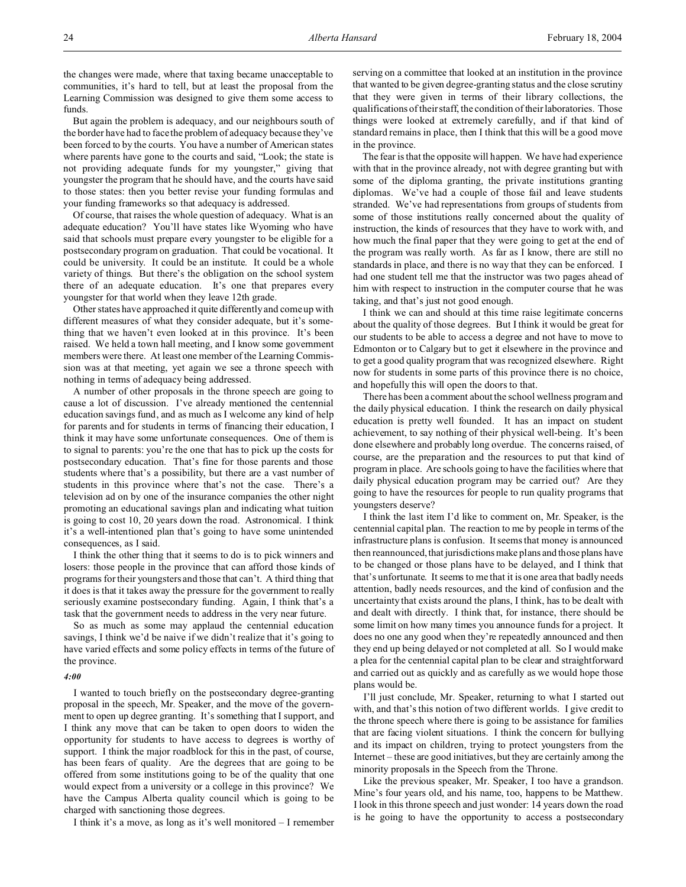the changes were made, where that taxing became unacceptable to communities, it's hard to tell, but at least the proposal from the Learning Commission was designed to give them some access to funds.

But again the problem is adequacy, and our neighbours south of the border have had to face the problem of adequacy because they've been forced to by the courts. You have a number of American states where parents have gone to the courts and said, "Look; the state is not providing adequate funds for my youngster," giving that youngster the program that he should have, and the courts have said to those states: then you better revise your funding formulas and your funding frameworks so that adequacy is addressed.

Of course, that raises the whole question of adequacy. What is an adequate education? You'll have states like Wyoming who have said that schools must prepare every youngster to be eligible for a postsecondary program on graduation. That could be vocational. It could be university. It could be an institute. It could be a whole variety of things. But there's the obligation on the school system there of an adequate education. It's one that prepares every youngster for that world when they leave 12th grade.

Other states have approached it quite differently and come up with different measures of what they consider adequate, but it's something that we haven't even looked at in this province. It's been raised. We held a town hall meeting, and I know some government members were there. At least one member of the Learning Commission was at that meeting, yet again we see a throne speech with nothing in terms of adequacy being addressed.

A number of other proposals in the throne speech are going to cause a lot of discussion. I've already mentioned the centennial education savings fund, and as much as I welcome any kind of help for parents and for students in terms of financing their education, I think it may have some unfortunate consequences. One of them is to signal to parents: you're the one that has to pick up the costs for postsecondary education. That's fine for those parents and those students where that's a possibility, but there are a vast number of students in this province where that's not the case. There's a television ad on by one of the insurance companies the other night promoting an educational savings plan and indicating what tuition is going to cost 10, 20 years down the road. Astronomical. I think it's a well-intentioned plan that's going to have some unintended consequences, as I said.

I think the other thing that it seems to do is to pick winners and losers: those people in the province that can afford those kinds of programs for their youngsters and those that can't. A third thing that it does is that it takes away the pressure for the government to really seriously examine postsecondary funding. Again, I think that's a task that the government needs to address in the very near future.

So as much as some may applaud the centennial education savings, I think we'd be naive if we didn't realize that it's going to have varied effects and some policy effects in terms of the future of the province.

*4:00*

I wanted to touch briefly on the postsecondary degree-granting proposal in the speech, Mr. Speaker, and the move of the government to open up degree granting. It's something that I support, and I think any move that can be taken to open doors to widen the opportunity for students to have access to degrees is worthy of support. I think the major roadblock for this in the past, of course, has been fears of quality. Are the degrees that are going to be offered from some institutions going to be of the quality that one would expect from a university or a college in this province? We have the Campus Alberta quality council which is going to be charged with sanctioning those degrees.

I think it's a move, as long as it's well monitored – I remember serving on a committee that looked at an institution in the province that wanted to be given degree-granting status and the close scrutiny that they were given in terms of their library collections, the qualifications of their staff, the condition of their laboratories. Those things were looked at extremely carefully, and if that kind of standard remains in place, then I think that this will be a good move in the province.

The fear is that the opposite will happen. We have had experience with that in the province already, not with degree granting but with some of the diploma granting, the private institutions granting diplomas. We've had a couple of those fail and leave students stranded. We've had representations from groups of students from some of those institutions really concerned about the quality of instruction, the kinds of resources that they have to work with, and how much the final paper that they were going to get at the end of the program was really worth. As far as I know, there are still no standards in place, and there is no way that they can be enforced. I had one student tell me that the instructor was two pages ahead of him with respect to instruction in the computer course that he was taking, and that's just not good enough.

I think we can and should at this time raise legitimate concerns about the quality of those degrees. But I think it would be great for our students to be able to access a degree and not have to move to Edmonton or to Calgary but to get it elsewhere in the province and to get a good quality program that was recognized elsewhere. Right now for students in some parts of this province there is no choice, and hopefully this will open the doors to that.

There has been a comment about the school wellness program and the daily physical education. I think the research on daily physical education is pretty well founded. It has an impact on student achievement, to say nothing of their physical well-being. It's been done elsewhere and probably long overdue. The concerns raised, of course, are the preparation and the resources to put that kind of program in place. Are schools going to have the facilities where that daily physical education program may be carried out? Are they going to have the resources for people to run quality programs that youngsters deserve?

I think the last item I'd like to comment on, Mr. Speaker, is the centennial capital plan. The reaction to me by people in terms of the infrastructure plans is confusion. It seems that money is announced then reannounced, that jurisdictions make plans and those plans have to be changed or those plans have to be delayed, and I think that that's unfortunate. It seems to me that it is one area that badly needs attention, badly needs resources, and the kind of confusion and the uncertainty that exists around the plans, I think, has to be dealt with and dealt with directly. I think that, for instance, there should be some limit on how many times you announce funds for a project. It does no one any good when they're repeatedly announced and then they end up being delayed or not completed at all. So I would make a plea for the centennial capital plan to be clear and straightforward and carried out as quickly and as carefully as we would hope those plans would be.

I'll just conclude, Mr. Speaker, returning to what I started out with, and that's this notion of two different worlds. I give credit to the throne speech where there is going to be assistance for families that are facing violent situations. I think the concern for bullying and its impact on children, trying to protect youngsters from the Internet – these are good initiatives, but they are certainly among the minority proposals in the Speech from the Throne.

Like the previous speaker, Mr. Speaker, I too have a grandson. Mine's four years old, and his name, too, happens to be Matthew. I look in this throne speech and just wonder: 14 years down the road is he going to have the opportunity to access a postsecondary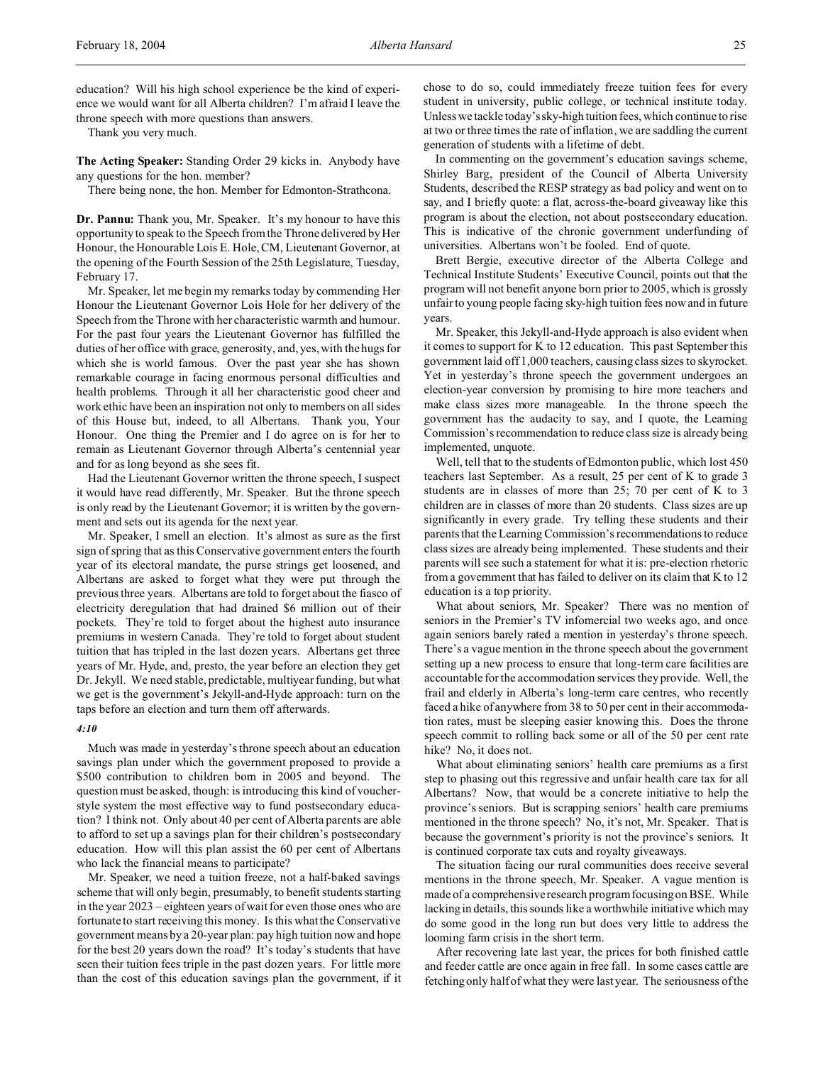education? Will his high school experience be the kind of experience we would want for all Alberta children? I'm afraid I leave the throne speech with more questions than answers.

Thank you very much.

**The Acting Speaker:** Standing Order 29 kicks in. Anybody have any questions for the hon. member?

There being none, the hon. Member for Edmonton-Strathcona.

**Dr. Pannu:** Thank you, Mr. Speaker. It's my honour to have this opportunity to speak to the Speech from the Throne delivered by Her Honour, the Honourable Lois E. Hole, CM, Lieutenant Governor, at the opening of the Fourth Session of the 25th Legislature, Tuesday, February 17.

Mr. Speaker, let me begin my remarks today by commending Her Honour the Lieutenant Governor Lois Hole for her delivery of the Speech from the Throne with her characteristic warmth and humour. For the past four years the Lieutenant Governor has fulfilled the duties of her office with grace, generosity, and, yes, with the hugs for which she is world famous. Over the past year she has shown remarkable courage in facing enormous personal difficulties and health problems. Through it all her characteristic good cheer and work ethic have been an inspiration not only to members on all sides of this House but, indeed, to all Albertans. Thank you, Your Honour. One thing the Premier and I do agree on is for her to remain as Lieutenant Governor through Alberta's centennial year and for as long beyond as she sees fit.

Had the Lieutenant Governor written the throne speech, I suspect it would have read differently, Mr. Speaker. But the throne speech is only read by the Lieutenant Governor; it is written by the government and sets out its agenda for the next year.

Mr. Speaker, I smell an election. It's almost as sure as the first sign of spring that as this Conservative government enters the fourth year of its electoral mandate, the purse strings get loosened, and Albertans are asked to forget what they were put through the previous three years. Albertans are told to forget about the fiasco of electricity deregulation that had drained $6 million out of their pockets. They're told to forget about the highest auto insurance premiums in western Canada. They're told to forget about student tuition that has tripled in the last dozen years. Albertans get three years of Mr. Hyde, and, presto, the year before an election they get Dr. Jekyll. We need stable, predictable, multiyear funding, but what we get is the government's Jekyll-and-Hyde approach: turn on the taps before an election and turn them off afterwards.

*4:10*

Much was made in yesterday's throne speech about an education savings plan under which the government proposed to provide a $500 contribution to children born in 2005 and beyond. The question must be asked, though: is introducing this kind of voucher-style system the most effective way to fund postsecondary education? I think not. Only about 40 per cent of Alberta parents are able to afford to set up a savings plan for their children's postsecondary education. How will this plan assist the 60 per cent of Albertans who lack the financial means to participate?

Mr. Speaker, we need a tuition freeze, not a half-baked savings scheme that will only begin, presumably, to benefit students starting in the year 2023 – eighteen years of wait for even those ones who are fortunate to start receiving this money. Is this what the Conservative government means by a 20-year plan: pay high tuition now and hope for the best 20 years down the road? It's today's students that have seen their tuition fees triple in the past dozen years. For little more than the cost of this education savings plan the government, if it chose to do so, could immediately freeze tuition fees for every student in university, public college, or technical institute today. Unless we tackle today's sky-high tuition fees, which continue to rise at two or three times the rate of inflation, we are saddling the current generation of students with a lifetime of debt.

In commenting on the government's education savings scheme, Shirley Barg, president of the Council of Alberta University Students, described the RESP strategy as bad policy and went on to say, and I briefly quote: a flat, across-the-board giveaway like this program is about the election, not about postsecondary education. This is indicative of the chronic government underfunding of universities. Albertans won't be fooled. End of quote.

Brett Bergie, executive director of the Alberta College and Technical Institute Students' Executive Council, points out that the program will not benefit anyone born prior to 2005, which is grossly unfair to young people facing sky-high tuition fees now and in future years.

Mr. Speaker, this Jekyll-and-Hyde approach is also evident when it comes to support for K to 12 education. This past September this government laid off 1,000 teachers, causing class sizes to skyrocket. Yet in yesterday's throne speech the government undergoes an election-year conversion by promising to hire more teachers and make class sizes more manageable. In the throne speech the government has the audacity to say, and I quote, the Learning Commission's recommendation to reduce class size is already being implemented, unquote.

Well, tell that to the students of Edmonton public, which lost 450 teachers last September. As a result, 25 per cent of K to grade 3 students are in classes of more than 25; 70 per cent of K to 3 children are in classes of more than 20 students. Class sizes are up significantly in every grade. Try telling these students and their parents that the Learning Commission's recommendations to reduce class sizes are already being implemented. These students and their parents will see such a statement for what it is: pre-election rhetoric from a government that has failed to deliver on its claim that K to 12 education is a top priority.

What about seniors, Mr. Speaker? There was no mention of seniors in the Premier's TV infomercial two weeks ago, and once again seniors barely rated a mention in yesterday's throne speech. There's a vague mention in the throne speech about the government setting up a new process to ensure that long-term care facilities are accountable for the accommodation services they provide. Well, the frail and elderly in Alberta's long-term care centres, who recently faced a hike of anywhere from 38 to 50 per cent in their accommodation rates, must be sleeping easier knowing this. Does the throne speech commit to rolling back some or all of the 50 per cent rate hike? No, it does not.

What about eliminating seniors' health care premiums as a first step to phasing out this regressive and unfair health care tax for all Albertans? Now, that would be a concrete initiative to help the province's seniors. But is scrapping seniors' health care premiums mentioned in the throne speech? No, it's not, Mr. Speaker. That is because the government's priority is not the province's seniors. It is continued corporate tax cuts and royalty giveaways.

The situation facing our rural communities does receive several mentions in the throne speech, Mr. Speaker. A vague mention is made of a comprehensive research program focusing on BSE. While lacking in details, this sounds like a worthwhile initiative which may do some good in the long run but does very little to address the looming farm crisis in the short term.

After recovering late last year, the prices for both finished cattle and feeder cattle are once again in free fall. In some cases cattle are fetching only half of what they were last year. The seriousness of the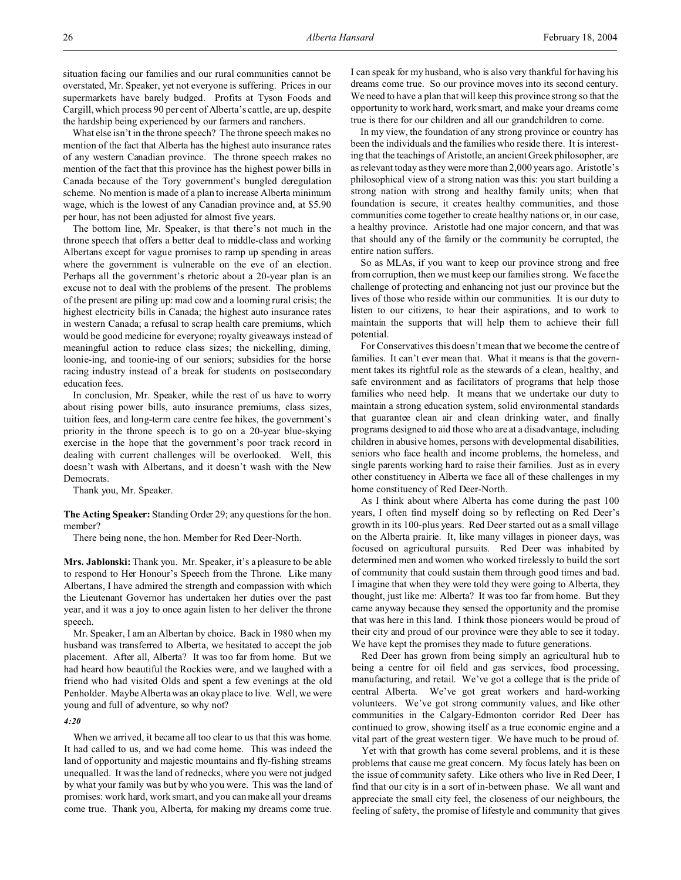situation facing our families and our rural communities cannot be overstated, Mr. Speaker, yet not everyone is suffering. Prices in our supermarkets have barely budged. Profits at Tyson Foods and Cargill, which process 90 per cent of Alberta's cattle, are up, despite the hardship being experienced by our farmers and ranchers.

What else isn't in the throne speech? The throne speech makes no mention of the fact that Alberta has the highest auto insurance rates of any western Canadian province. The throne speech makes no mention of the fact that this province has the highest power bills in Canada because of the Tory government's bungled deregulation scheme. No mention is made of a plan to increase Alberta minimum wage, which is the lowest of any Canadian province and, at $5.90 per hour, has not been adjusted for almost five years.

The bottom line, Mr. Speaker, is that there's not much in the throne speech that offers a better deal to middle-class and working Albertans except for vague promises to ramp up spending in areas where the government is vulnerable on the eve of an election. Perhaps all the government's rhetoric about a 20-year plan is an excuse not to deal with the problems of the present. The problems of the present are piling up: mad cow and a looming rural crisis; the highest electricity bills in Canada; the highest auto insurance rates in western Canada; a refusal to scrap health care premiums, which would be good medicine for everyone; royalty giveaways instead of meaningful action to reduce class sizes; the nickelling, diming, loonie-ing, and toonie-ing of our seniors; subsidies for the horse racing industry instead of a break for students on postsecondary education fees.

In conclusion, Mr. Speaker, while the rest of us have to worry about rising power bills, auto insurance premiums, class sizes, tuition fees, and long-term care centre fee hikes, the government's priority in the throne speech is to go on a 20-year blue-skying exercise in the hope that the government's poor track record in dealing with current challenges will be overlooked. Well, this doesn't wash with Albertans, and it doesn't wash with the New Democrats.

Thank you, Mr. Speaker.

**The Acting Speaker:** Standing Order 29; any questions for the hon. member?

There being none, the hon. Member for Red Deer-North.

**Mrs. Jablonski:** Thank you. Mr. Speaker, it's a pleasure to be able to respond to Her Honour's Speech from the Throne. Like many Albertans, I have admired the strength and compassion with which the Lieutenant Governor has undertaken her duties over the past year, and it was a joy to once again listen to her deliver the throne speech.

Mr. Speaker, I am an Albertan by choice. Back in 1980 when my husband was transferred to Alberta, we hesitated to accept the job placement. After all, Alberta? It was too far from home. But we had heard how beautiful the Rockies were, and we laughed with a friend who had visited Olds and spent a few evenings at the old Penholder. Maybe Alberta was an okay place to live. Well, we were young and full of adventure, so why not?

*4:20*

When we arrived, it became all too clear to us that this was home. It had called to us, and we had come home. This was indeed the land of opportunity and majestic mountains and fly-fishing streams unequalled. It was the land of rednecks, where you were not judged by what your family was but by who you were. This was the land of promises: work hard, work smart, and you can make all your dreams come true. Thank you, Alberta, for making my dreams come true. I can speak for my husband, who is also very thankful for having his dreams come true. So our province moves into its second century. We need to have a plan that will keep this province strong so that the opportunity to work hard, work smart, and make your dreams come true is there for our children and all our grandchildren to come.

In my view, the foundation of any strong province or country has been the individuals and the families who reside there. It is interesting that the teachings of Aristotle, an ancient Greek philosopher, are as relevant today as they were more than 2,000 years ago. Aristotle's philosophical view of a strong nation was this: you start building a strong nation with strong and healthy family units; when that foundation is secure, it creates healthy communities, and those communities come together to create healthy nations or, in our case, a healthy province. Aristotle had one major concern, and that was that should any of the family or the community be corrupted, the entire nation suffers.

So as MLAs, if you want to keep our province strong and free from corruption, then we must keep our families strong. We face the challenge of protecting and enhancing not just our province but the lives of those who reside within our communities. It is our duty to listen to our citizens, to hear their aspirations, and to work to maintain the supports that will help them to achieve their full potential.

For Conservatives this doesn't mean that we become the centre of families. It can't ever mean that. What it means is that the government takes its rightful role as the stewards of a clean, healthy, and safe environment and as facilitators of programs that help those families who need help. It means that we undertake our duty to maintain a strong education system, solid environmental standards that guarantee clean air and clean drinking water, and finally programs designed to aid those who are at a disadvantage, including children in abusive homes, persons with developmental disabilities, seniors who face health and income problems, the homeless, and single parents working hard to raise their families. Just as in every other constituency in Alberta we face all of these challenges in my home constituency of Red Deer-North.

As I think about where Alberta has come during the past 100 years, I often find myself doing so by reflecting on Red Deer's growth in its 100-plus years. Red Deer started out as a small village on the Alberta prairie. It, like many villages in pioneer days, was focused on agricultural pursuits. Red Deer was inhabited by determined men and women who worked tirelessly to build the sort of community that could sustain them through good times and bad. I imagine that when they were told they were going to Alberta, they thought, just like me: Alberta? It was too far from home. But they came anyway because they sensed the opportunity and the promise that was here in this land. I think those pioneers would be proud of their city and proud of our province were they able to see it today. We have kept the promises they made to future generations.

Red Deer has grown from being simply an agricultural hub to being a centre for oil field and gas services, food processing, manufacturing, and retail. We've got a college that is the pride of central Alberta. We've got great workers and hard-working volunteers. We've got strong community values, and like other communities in the Calgary-Edmonton corridor Red Deer has continued to grow, showing itself as a true economic engine and a vital part of the great western tiger. We have much to be proud of.

Yet with that growth has come several problems, and it is these problems that cause me great concern. My focus lately has been on the issue of community safety. Like others who live in Red Deer, I find that our city is in a sort of in-between phase. We all want and appreciate the small city feel, the closeness of our neighbours, the feeling of safety, the promise of lifestyle and community that gives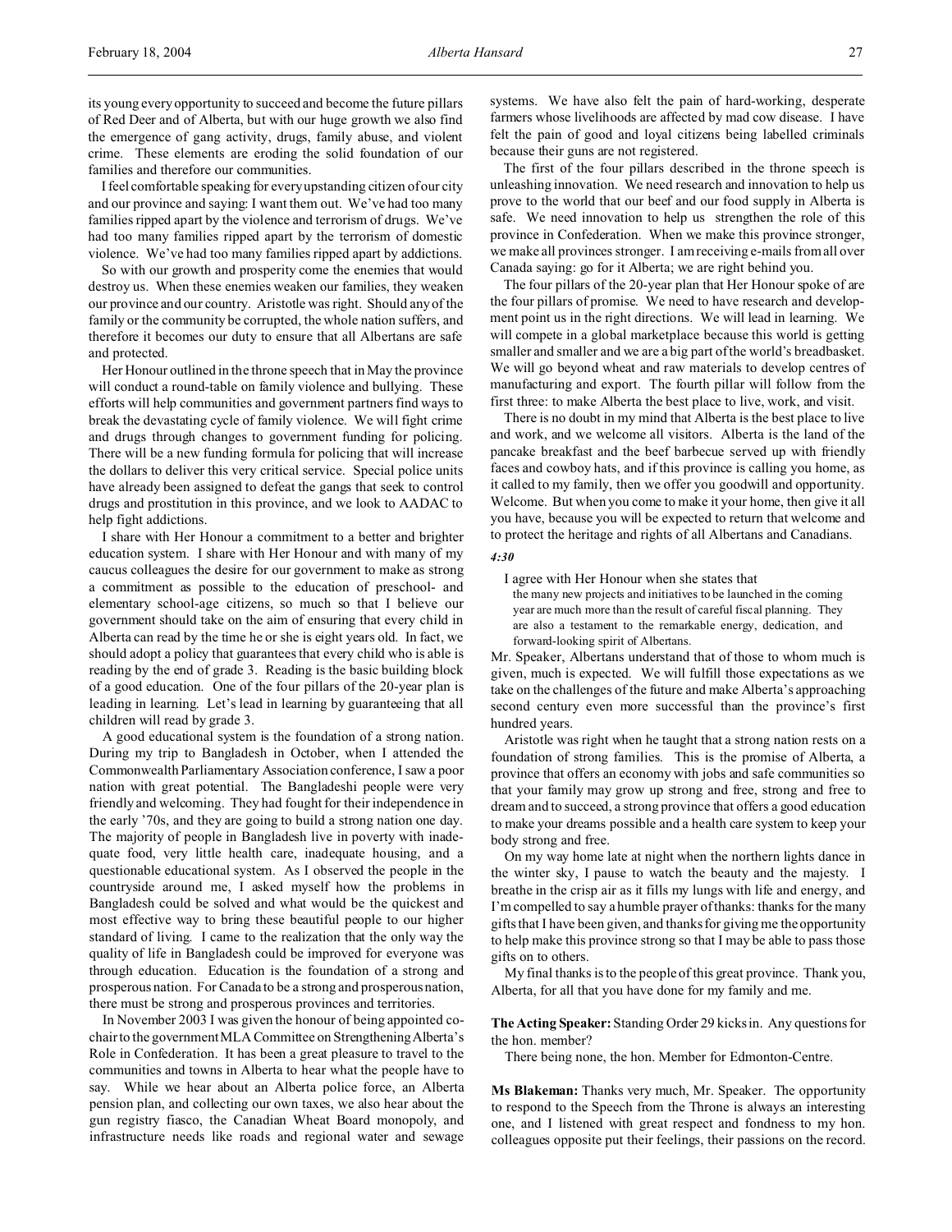its young every opportunity to succeed and become the future pillars of Red Deer and of Alberta, but with our huge growth we also find the emergence of gang activity, drugs, family abuse, and violent crime. These elements are eroding the solid foundation of our families and therefore our communities.

I feel comfortable speaking for every upstanding citizen of our city and our province and saying: I want them out. We've had too many families ripped apart by the violence and terrorism of drugs. We've had too many families ripped apart by the terrorism of domestic violence. We've had too many families ripped apart by addictions.

So with our growth and prosperity come the enemies that would destroy us. When these enemies weaken our families, they weaken our province and our country. Aristotle was right. Should any of the family or the community be corrupted, the whole nation suffers, and therefore it becomes our duty to ensure that all Albertans are safe and protected.

Her Honour outlined in the throne speech that in May the province will conduct a round-table on family violence and bullying. These efforts will help communities and government partners find ways to break the devastating cycle of family violence. We will fight crime and drugs through changes to government funding for policing. There will be a new funding formula for policing that will increase the dollars to deliver this very critical service. Special police units have already been assigned to defeat the gangs that seek to control drugs and prostitution in this province, and we look to AADAC to help fight addictions.

I share with Her Honour a commitment to a better and brighter education system. I share with Her Honour and with many of my caucus colleagues the desire for our government to make as strong a commitment as possible to the education of preschool- and elementary school-age citizens, so much so that I believe our government should take on the aim of ensuring that every child in Alberta can read by the time he or she is eight years old. In fact, we should adopt a policy that guarantees that every child who is able is reading by the end of grade 3. Reading is the basic building block of a good education. One of the four pillars of the 20-year plan is leading in learning. Let's lead in learning by guaranteeing that all children will read by grade 3.

A good educational system is the foundation of a strong nation. During my trip to Bangladesh in October, when I attended the Commonwealth Parliamentary Association conference, I saw a poor nation with great potential. The Bangladeshi people were very friendly and welcoming. They had fought for their independence in the early '70s, and they are going to build a strong nation one day. The majority of people in Bangladesh live in poverty with inadequate food, very little health care, inadequate housing, and a questionable educational system. As I observed the people in the countryside around me, I asked myself how the problems in Bangladesh could be solved and what would be the quickest and most effective way to bring these beautiful people to our higher standard of living. I came to the realization that the only way the quality of life in Bangladesh could be improved for everyone was through education. Education is the foundation of a strong and prosperous nation. For Canada to be a strong and prosperous nation, there must be strong and prosperous provinces and territories.

In November 2003 I was given the honour of being appointed co-chair to the government MLA Committee on Strengthening Alberta's Role in Confederation. It has been a great pleasure to travel to the communities and towns in Alberta to hear what the people have to say. While we hear about an Alberta police force, an Alberta pension plan, and collecting our own taxes, we also hear about the gun registry fiasco, the Canadian Wheat Board monopoly, and infrastructure needs like roads and regional water and sewage systems. We have also felt the pain of hard-working, desperate farmers whose livelihoods are affected by mad cow disease. I have felt the pain of good and loyal citizens being labelled criminals because their guns are not registered.

The first of the four pillars described in the throne speech is unleashing innovation. We need research and innovation to help us prove to the world that our beef and our food supply in Alberta is safe. We need innovation to help us strengthen the role of this province in Confederation. When we make this province stronger, we make all provinces stronger. I am receiving e-mails from all over Canada saying: go for it Alberta; we are right behind you.

The four pillars of the 20-year plan that Her Honour spoke of are the four pillars of promise. We need to have research and development point us in the right directions. We will lead in learning. We will compete in a global marketplace because this world is getting smaller and smaller and we are a big part of the world's breadbasket. We will go beyond wheat and raw materials to develop centres of manufacturing and export. The fourth pillar will follow from the first three: to make Alberta the best place to live, work, and visit.

There is no doubt in my mind that Alberta is the best place to live and work, and we welcome all visitors. Alberta is the land of the pancake breakfast and the beef barbecue served up with friendly faces and cowboy hats, and if this province is calling you home, as it called to my family, then we offer you goodwill and opportunity. Welcome. But when you come to make it your home, then give it all you have, because you will be expected to return that welcome and to protect the heritage and rights of all Albertans and Canadians.

*4:30*

I agree with Her Honour when she states that

> the many new projects and initiatives to be launched in the coming year are much more than the result of careful fiscal planning. They are also a testament to the remarkable energy, dedication, and forward-looking spirit of Albertans.

Mr. Speaker, Albertans understand that of those to whom much is given, much is expected. We will fulfill those expectations as we take on the challenges of the future and make Alberta's approaching second century even more successful than the province's first hundred years.

Aristotle was right when he taught that a strong nation rests on a foundation of strong families. This is the promise of Alberta, a province that offers an economy with jobs and safe communities so that your family may grow up strong and free, strong and free to dream and to succeed, a strong province that offers a good education to make your dreams possible and a health care system to keep your body strong and free.

On my way home late at night when the northern lights dance in the winter sky, I pause to watch the beauty and the majesty. I breathe in the crisp air as it fills my lungs with life and energy, and I'm compelled to say a humble prayer of thanks: thanks for the many gifts that I have been given, and thanks for giving me the opportunity to help make this province strong so that I may be able to pass those gifts on to others.

My final thanks is to the people of this great province. Thank you, Alberta, for all that you have done for my family and me.

**The Acting Speaker:** Standing Order 29 kicks in. Any questions for the hon. member?

There being none, the hon. Member for Edmonton-Centre.

**Ms Blakeman:** Thanks very much, Mr. Speaker. The opportunity to respond to the Speech from the Throne is always an interesting one, and I listened with great respect and fondness to my hon. colleagues opposite put their feelings, their passions on the record.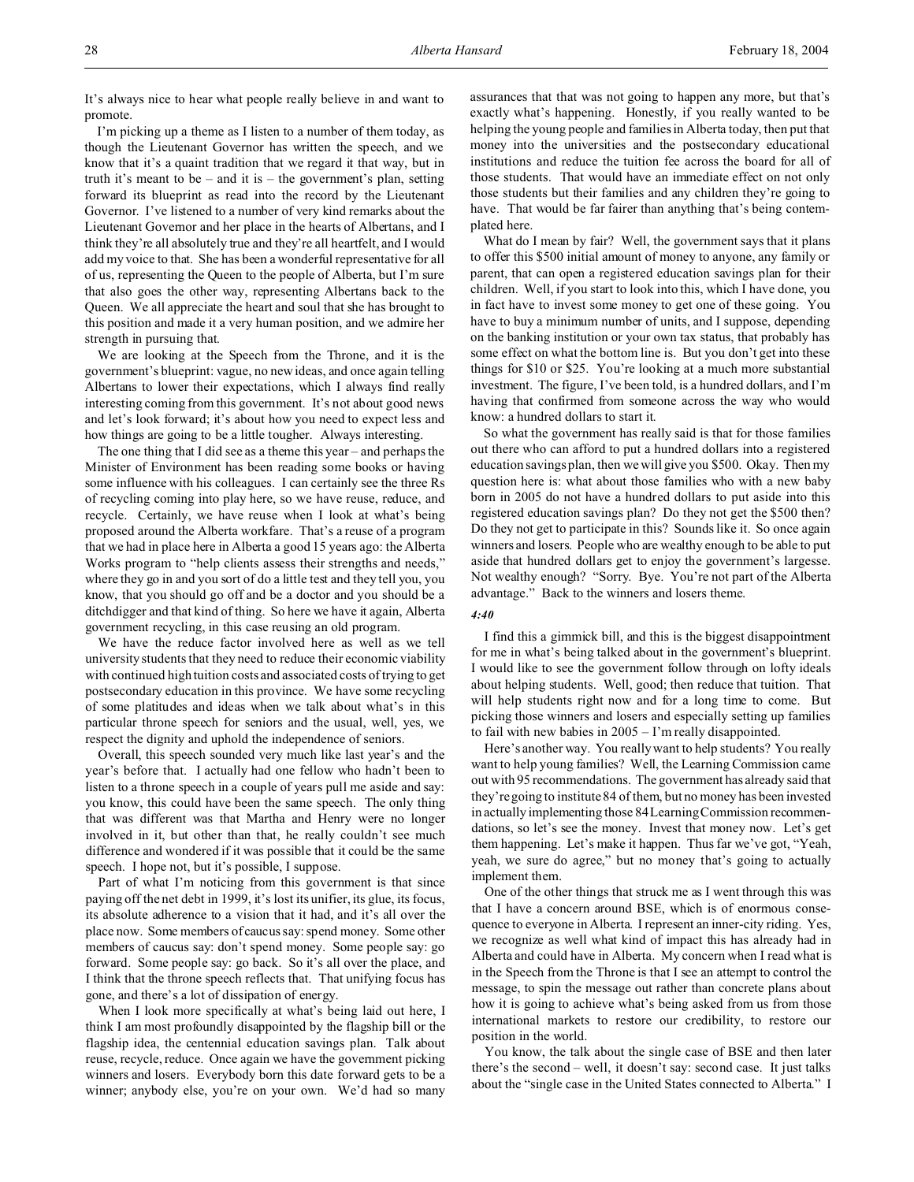It's always nice to hear what people really believe in and want to promote.

I'm picking up a theme as I listen to a number of them today, as though the Lieutenant Governor has written the speech, and we know that it's a quaint tradition that we regard it that way, but in truth it's meant to be – and it is – the government's plan, setting forward its blueprint as read into the record by the Lieutenant Governor. I've listened to a number of very kind remarks about the Lieutenant Governor and her place in the hearts of Albertans, and I think they're all absolutely true and they're all heartfelt, and I would add my voice to that. She has been a wonderful representative for all of us, representing the Queen to the people of Alberta, but I'm sure that also goes the other way, representing Albertans back to the Queen. We all appreciate the heart and soul that she has brought to this position and made it a very human position, and we admire her strength in pursuing that.

We are looking at the Speech from the Throne, and it is the government's blueprint: vague, no new ideas, and once again telling Albertans to lower their expectations, which I always find really interesting coming from this government. It's not about good news and let's look forward; it's about how you need to expect less and how things are going to be a little tougher. Always interesting.

The one thing that I did see as a theme this year – and perhaps the Minister of Environment has been reading some books or having some influence with his colleagues. I can certainly see the three Rs of recycling coming into play here, so we have reuse, reduce, and recycle. Certainly, we have reuse when I look at what's being proposed around the Alberta workfare. That's a reuse of a program that we had in place here in Alberta a good 15 years ago: the Alberta Works program to "help clients assess their strengths and needs," where they go in and you sort of do a little test and they tell you, you know, that you should go off and be a doctor and you should be a ditchdigger and that kind of thing. So here we have it again, Alberta government recycling, in this case reusing an old program.

We have the reduce factor involved here as well as we tell university students that they need to reduce their economic viability with continued high tuition costs and associated costs of trying to get postsecondary education in this province. We have some recycling of some platitudes and ideas when we talk about what's in this particular throne speech for seniors and the usual, well, yes, we respect the dignity and uphold the independence of seniors.

Overall, this speech sounded very much like last year's and the year's before that. I actually had one fellow who hadn't been to listen to a throne speech in a couple of years pull me aside and say: you know, this could have been the same speech. The only thing that was different was that Martha and Henry were no longer involved in it, but other than that, he really couldn't see much difference and wondered if it was possible that it could be the same speech. I hope not, but it's possible, I suppose.

Part of what I'm noticing from this government is that since paying off the net debt in 1999, it's lost its unifier, its glue, its focus, its absolute adherence to a vision that it had, and it's all over the place now. Some members of caucus say: spend money. Some other members of caucus say: don't spend money. Some people say: go forward. Some people say: go back. So it's all over the place, and I think that the throne speech reflects that. That unifying focus has gone, and there's a lot of dissipation of energy.

When I look more specifically at what's being laid out here, I think I am most profoundly disappointed by the flagship bill or the flagship idea, the centennial education savings plan. Talk about reuse, recycle, reduce. Once again we have the government picking winners and losers. Everybody born this date forward gets to be a winner; anybody else, you're on your own. We'd had so many assurances that that was not going to happen any more, but that's exactly what's happening. Honestly, if you really wanted to be helping the young people and families in Alberta today, then put that money into the universities and the postsecondary educational institutions and reduce the tuition fee across the board for all of those students. That would have an immediate effect on not only those students but their families and any children they're going to have. That would be far fairer than anything that's being contemplated here.

What do I mean by fair? Well, the government says that it plans to offer this $500 initial amount of money to anyone, any family or parent, that can open a registered education savings plan for their children. Well, if you start to look into this, which I have done, you in fact have to invest some money to get one of these going. You have to buy a minimum number of units, and I suppose, depending on the banking institution or your own tax status, that probably has some effect on what the bottom line is. But you don't get into these things for $10 or $25. You're looking at a much more substantial investment. The figure, I've been told, is a hundred dollars, and I'm having that confirmed from someone across the way who would know: a hundred dollars to start it.

So what the government has really said is that for those families out there who can afford to put a hundred dollars into a registered education savings plan, then we will give you $500. Okay. Then my question here is: what about those families who with a new baby born in 2005 do not have a hundred dollars to put aside into this registered education savings plan? Do they not get the $500 then? Do they not get to participate in this? Sounds like it. So once again winners and losers. People who are wealthy enough to be able to put aside that hundred dollars get to enjoy the government's largesse. Not wealthy enough? "Sorry. Bye. You're not part of the Alberta advantage." Back to the winners and losers theme.

*4:40*

I find this a gimmick bill, and this is the biggest disappointment for me in what's being talked about in the government's blueprint. I would like to see the government follow through on lofty ideals about helping students. Well, good; then reduce that tuition. That will help students right now and for a long time to come. But picking those winners and losers and especially setting up families to fail with new babies in 2005 – I'm really disappointed.

Here's another way. You really want to help students? You really want to help young families? Well, the Learning Commission came out with 95 recommendations. The government has already said that they're going to institute 84 of them, but no money has been invested in actually implementing those 84 Learning Commission recommendations, so let's see the money. Invest that money now. Let's get them happening. Let's make it happen. Thus far we've got, "Yeah, yeah, we sure do agree," but no money that's going to actually implement them.

One of the other things that struck me as I went through this was that I have a concern around BSE, which is of enormous consequence to everyone in Alberta. I represent an inner-city riding. Yes, we recognize as well what kind of impact this has already had in Alberta and could have in Alberta. My concern when I read what is in the Speech from the Throne is that I see an attempt to control the message, to spin the message out rather than concrete plans about how it is going to achieve what's being asked from us from those international markets to restore our credibility, to restore our position in the world.

You know, the talk about the single case of BSE and then later there's the second – well, it doesn't say: second case. It just talks about the "single case in the United States connected to Alberta." I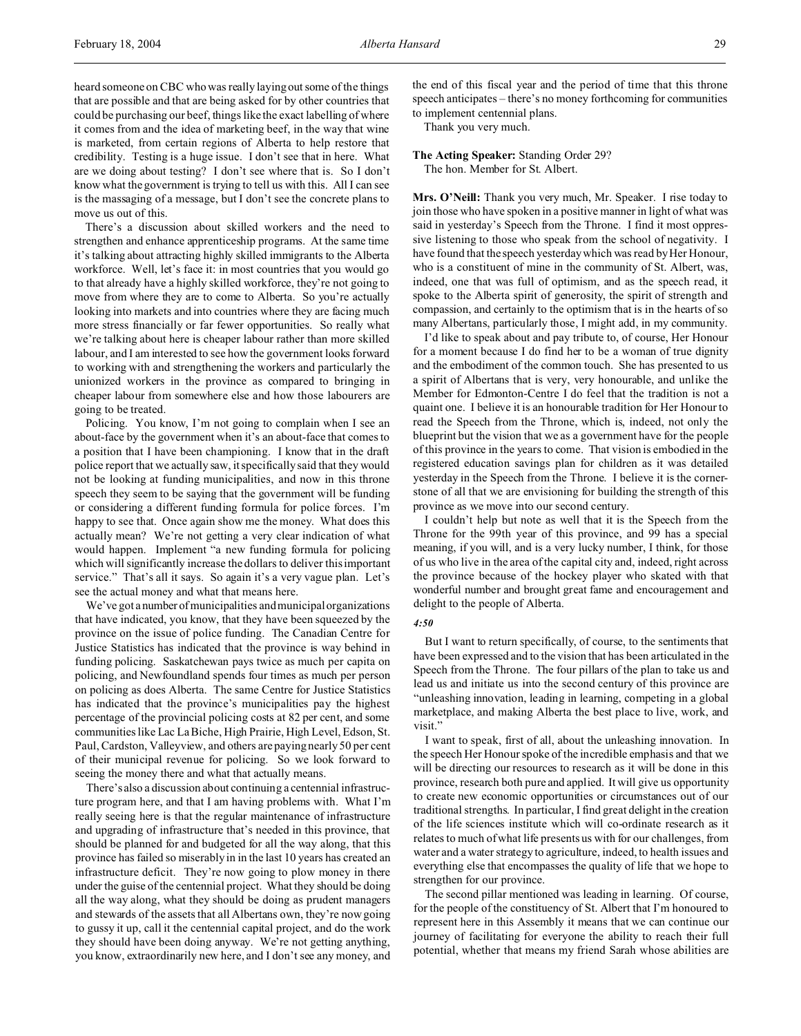heard someone on CBC who was really laying out some of the things that are possible and that are being asked for by other countries that could be purchasing our beef, things like the exact labelling of where it comes from and the idea of marketing beef, in the way that wine is marketed, from certain regions of Alberta to help restore that credibility. Testing is a huge issue. I don't see that in here. What are we doing about testing? I don't see where that is. So I don't know what the government is trying to tell us with this. All I can see is the massaging of a message, but I don't see the concrete plans to move us out of this.

There's a discussion about skilled workers and the need to strengthen and enhance apprenticeship programs. At the same time it's talking about attracting highly skilled immigrants to the Alberta workforce. Well, let's face it: in most countries that you would go to that already have a highly skilled workforce, they're not going to move from where they are to come to Alberta. So you're actually looking into markets and into countries where they are facing much more stress financially or far fewer opportunities. So really what we're talking about here is cheaper labour rather than more skilled labour, and I am interested to see how the government looks forward to working with and strengthening the workers and particularly the unionized workers in the province as compared to bringing in cheaper labour from somewhere else and how those labourers are going to be treated.

Policing. You know, I'm not going to complain when I see an about-face by the government when it's an about-face that comes to a position that I have been championing. I know that in the draft police report that we actually saw, it specifically said that they would not be looking at funding municipalities, and now in this throne speech they seem to be saying that the government will be funding or considering a different funding formula for police forces. I'm happy to see that. Once again show me the money. What does this actually mean? We're not getting a very clear indication of what would happen. Implement "a new funding formula for policing which will significantly increase the dollars to deliver this important service." That's all it says. So again it's a very vague plan. Let's see the actual money and what that means here.

We've got a number of municipalities and municipal organizations that have indicated, you know, that they have been squeezed by the province on the issue of police funding. The Canadian Centre for Justice Statistics has indicated that the province is way behind in funding policing. Saskatchewan pays twice as much per capita on policing, and Newfoundland spends four times as much per person on policing as does Alberta. The same Centre for Justice Statistics has indicated that the province's municipalities pay the highest percentage of the provincial policing costs at 82 per cent, and some communities like Lac La Biche, High Prairie, High Level, Edson, St. Paul, Cardston, Valleyview, and others are paying nearly 50 per cent of their municipal revenue for policing. So we look forward to seeing the money there and what that actually means.

There's also a discussion about continuing a centennial infrastructure program here, and that I am having problems with. What I'm really seeing here is that the regular maintenance of infrastructure and upgrading of infrastructure that's needed in this province, that should be planned for and budgeted for all the way along, that this province has failed so miserably in in the last 10 years has created an infrastructure deficit. They're now going to plow money in there under the guise of the centennial project. What they should be doing all the way along, what they should be doing as prudent managers and stewards of the assets that all Albertans own, they're now going to gussy it up, call it the centennial capital project, and do the work they should have been doing anyway. We're not getting anything, you know, extraordinarily new here, and I don't see any money, and the end of this fiscal year and the period of time that this throne speech anticipates – there's no money forthcoming for communities to implement centennial plans.

Thank you very much.

**The Acting Speaker:** Standing Order 29?

The hon. Member for St. Albert.

**Mrs. O'Neill:** Thank you very much, Mr. Speaker. I rise today to join those who have spoken in a positive manner in light of what was said in yesterday's Speech from the Throne. I find it most oppressive listening to those who speak from the school of negativity. I have found that the speech yesterday which was read by Her Honour, who is a constituent of mine in the community of St. Albert, was, indeed, one that was full of optimism, and as the speech read, it spoke to the Alberta spirit of generosity, the spirit of strength and compassion, and certainly to the optimism that is in the hearts of so many Albertans, particularly those, I might add, in my community.

I'd like to speak about and pay tribute to, of course, Her Honour for a moment because I do find her to be a woman of true dignity and the embodiment of the common touch. She has presented to us a spirit of Albertans that is very, very honourable, and unlike the Member for Edmonton-Centre I do feel that the tradition is not a quaint one. I believe it is an honourable tradition for Her Honour to read the Speech from the Throne, which is, indeed, not only the blueprint but the vision that we as a government have for the people of this province in the years to come. That vision is embodied in the registered education savings plan for children as it was detailed yesterday in the Speech from the Throne. I believe it is the cornerstone of all that we are envisioning for building the strength of this province as we move into our second century.

I couldn't help but note as well that it is the Speech from the Throne for the 99th year of this province, and 99 has a special meaning, if you will, and is a very lucky number, I think, for those of us who live in the area of the capital city and, indeed, right across the province because of the hockey player who skated with that wonderful number and brought great fame and encouragement and delight to the people of Alberta.

*4:50*

But I want to return specifically, of course, to the sentiments that have been expressed and to the vision that has been articulated in the Speech from the Throne. The four pillars of the plan to take us and lead us and initiate us into the second century of this province are "unleashing innovation, leading in learning, competing in a global marketplace, and making Alberta the best place to live, work, and visit."

I want to speak, first of all, about the unleashing innovation. In the speech Her Honour spoke of the incredible emphasis and that we will be directing our resources to research as it will be done in this province, research both pure and applied. It will give us opportunity to create new economic opportunities or circumstances out of our traditional strengths. In particular, I find great delight in the creation of the life sciences institute which will co-ordinate research as it relates to much of what life presents us with for our challenges, from water and a water strategy to agriculture, indeed, to health issues and everything else that encompasses the quality of life that we hope to strengthen for our province.

The second pillar mentioned was leading in learning. Of course, for the people of the constituency of St. Albert that I'm honoured to represent here in this Assembly it means that we can continue our journey of facilitating for everyone the ability to reach their full potential, whether that means my friend Sarah whose abilities are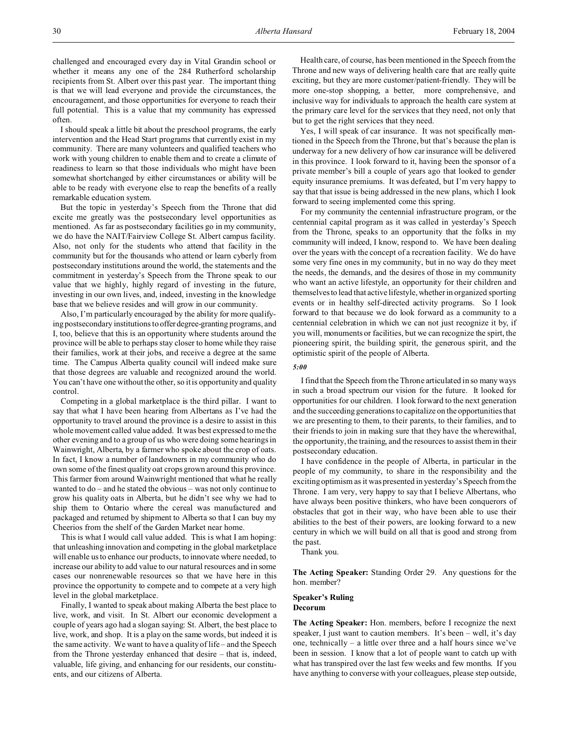challenged and encouraged every day in Vital Grandin school or whether it means any one of the 284 Rutherford scholarship recipients from St. Albert over this past year. The important thing is that we will lead everyone and provide the circumstances, the encouragement, and those opportunities for everyone to reach their full potential. This is a value that my community has expressed often.

I should speak a little bit about the preschool programs, the early intervention and the Head Start programs that currently exist in my community. There are many volunteers and qualified teachers who work with young children to enable them and to create a climate of readiness to learn so that those individuals who might have been somewhat shortchanged by either circumstances or ability will be able to be ready with everyone else to reap the benefits of a really remarkable education system.

But the topic in yesterday's Speech from the Throne that did excite me greatly was the postsecondary level opportunities as mentioned. As far as postsecondary facilities go in my community, we do have the NAIT/Fairview College St. Albert campus facility. Also, not only for the students who attend that facility in the community but for the thousands who attend or learn cyberly from postsecondary institutions around the world, the statements and the commitment in yesterday's Speech from the Throne speak to our value that we highly, highly regard of investing in the future, investing in our own lives, and, indeed, investing in the knowledge base that we believe resides and will grow in our community.

Also, I'm particularly encouraged by the ability for more qualifying postsecondary institutions to offer degree-granting programs, and I, too, believe that this is an opportunity where students around the province will be able to perhaps stay closer to home while they raise their families, work at their jobs, and receive a degree at the same time. The Campus Alberta quality council will indeed make sure that those degrees are valuable and recognized around the world. You can't have one without the other, so it is opportunity and quality control.

Competing in a global marketplace is the third pillar. I want to say that what I have been hearing from Albertans as I've had the opportunity to travel around the province is a desire to assist in this whole movement called value added. It was best expressed to me the other evening and to a group of us who were doing some hearings in Wainwright, Alberta, by a farmer who spoke about the crop of oats. In fact, I know a number of landowners in my community who do own some of the finest quality oat crops grown around this province. This farmer from around Wainwright mentioned that what he really wanted to do – and he stated the obvious – was not only continue to grow his quality oats in Alberta, but he didn't see why we had to ship them to Ontario where the cereal was manufactured and packaged and returned by shipment to Alberta so that I can buy my Cheerios from the shelf of the Garden Market near home.

This is what I would call value added. This is what I am hoping: that unleashing innovation and competing in the global marketplace will enable us to enhance our products, to innovate where needed, to increase our ability to add value to our natural resources and in some cases our nonrenewable resources so that we have here in this province the opportunity to compete and to compete at a very high level in the global marketplace.

Finally, I wanted to speak about making Alberta the best place to live, work, and visit. In St. Albert our economic development a couple of years ago had a slogan saying: St. Albert, the best place to live, work, and shop. It is a play on the same words, but indeed it is the same activity. We want to have a quality of life – and the Speech from the Throne yesterday enhanced that desire – that is, indeed, valuable, life giving, and enhancing for our residents, our constituents, and our citizens of Alberta.

Health care, of course, has been mentioned in the Speech from the Throne and new ways of delivering health care that are really quite exciting, but they are more customer/patient-friendly. They will be more one-stop shopping, a better, more comprehensive, and inclusive way for individuals to approach the health care system at the primary care level for the services that they need, not only that but to get the right services that they need.

Yes, I will speak of car insurance. It was not specifically mentioned in the Speech from the Throne, but that's because the plan is underway for a new delivery of how car insurance will be delivered in this province. I look forward to it, having been the sponsor of a private member's bill a couple of years ago that looked to gender equity insurance premiums. It was defeated, but I'm very happy to say that that issue is being addressed in the new plans, which I look forward to seeing implemented come this spring.

For my community the centennial infrastructure program, or the centennial capital program as it was called in yesterday's Speech from the Throne, speaks to an opportunity that the folks in my community will indeed, I know, respond to. We have been dealing over the years with the concept of a recreation facility. We do have some very fine ones in my community, but in no way do they meet the needs, the demands, and the desires of those in my community who want an active lifestyle, an opportunity for their children and themselves to lead that active lifestyle, whether in organized sporting events or in healthy self-directed activity programs. So I look forward to that because we do look forward as a community to a centennial celebration in which we can not just recognize it by, if you will, monuments or facilities, but we can recognize the spirt, the pioneering spirit, the building spirit, the generous spirit, and the optimistic spirit of the people of Alberta.

*5:00*

I find that the Speech from the Throne articulated in so many ways in such a broad spectrum our vision for the future. It looked for opportunities for our children. I look forward to the next generation and the succeeding generations to capitalize on the opportunities that we are presenting to them, to their parents, to their families, and to their friends to join in making sure that they have the wherewithal, the opportunity, the training, and the resources to assist them in their postsecondary education.

I have confidence in the people of Alberta, in particular in the people of my community, to share in the responsibility and the exciting optimism as it was presented in yesterday's Speech from the Throne. I am very, very happy to say that I believe Albertans, who have always been positive thinkers, who have been conquerors of obstacles that got in their way, who have been able to use their abilities to the best of their powers, are looking forward to a new century in which we will build on all that is good and strong from the past.

Thank you.

**The Acting Speaker:** Standing Order 29. Any questions for the hon. member?

**Speaker's Ruling**
**Decorum**

**The Acting Speaker:** Hon. members, before I recognize the next speaker, I just want to caution members. It's been – well, it's day one, technically – a little over three and a half hours since we've been in session. I know that a lot of people want to catch up with what has transpired over the last few weeks and few months. If you have anything to converse with your colleagues, please step outside,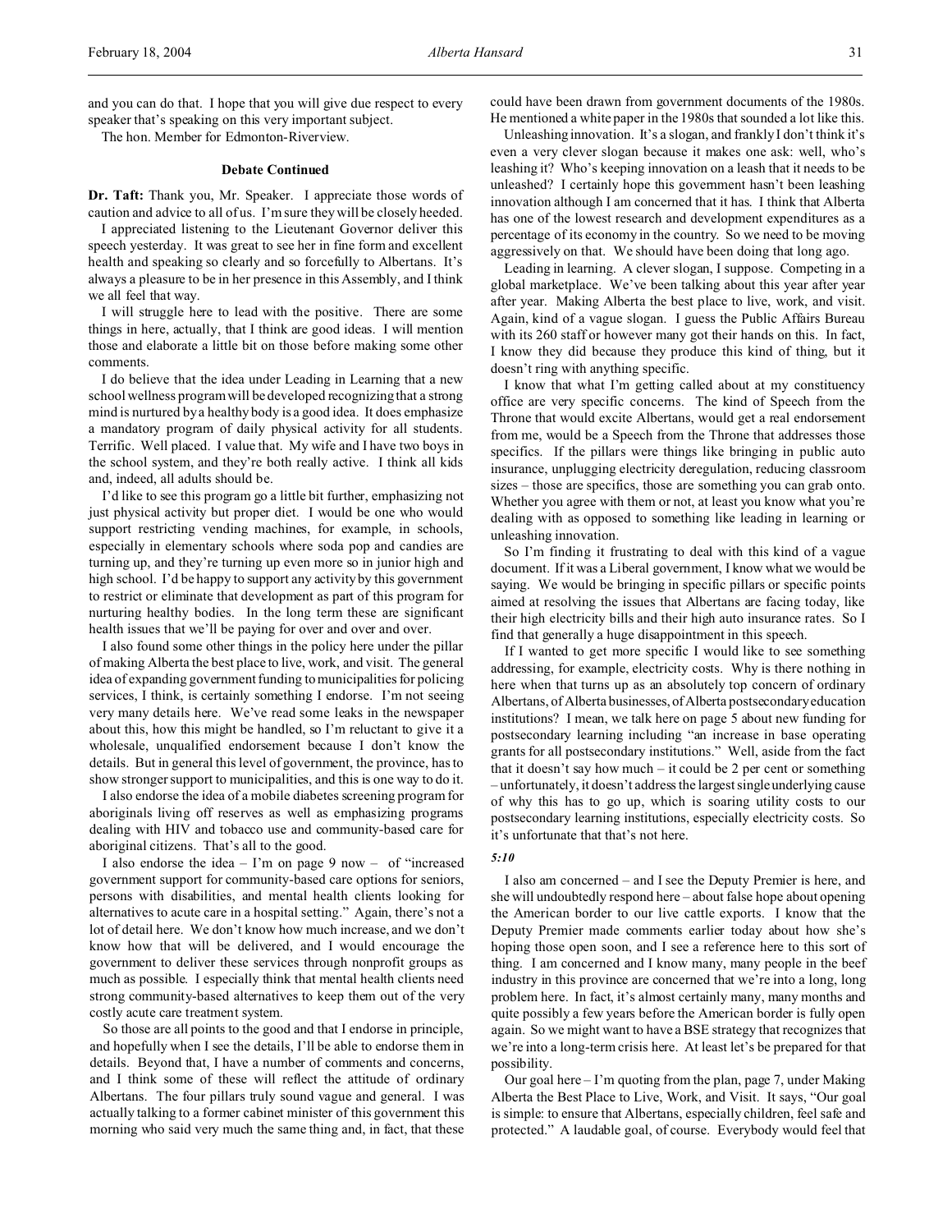and you can do that. I hope that you will give due respect to every speaker that's speaking on this very important subject.

The hon. Member for Edmonton-Riverview.

### Debate Continued

**Dr. Taft:** Thank you, Mr. Speaker. I appreciate those words of caution and advice to all of us. I'm sure they will be closely heeded.

I appreciated listening to the Lieutenant Governor deliver this speech yesterday. It was great to see her in fine form and excellent health and speaking so clearly and so forcefully to Albertans. It's always a pleasure to be in her presence in this Assembly, and I think we all feel that way.

I will struggle here to lead with the positive. There are some things in here, actually, that I think are good ideas. I will mention those and elaborate a little bit on those before making some other comments.

I do believe that the idea under Leading in Learning that a new school wellness program will be developed recognizing that a strong mind is nurtured by a healthy body is a good idea. It does emphasize a mandatory program of daily physical activity for all students. Terrific. Well placed. I value that. My wife and I have two boys in the school system, and they're both really active. I think all kids and, indeed, all adults should be.

I'd like to see this program go a little bit further, emphasizing not just physical activity but proper diet. I would be one who would support restricting vending machines, for example, in schools, especially in elementary schools where soda pop and candies are turning up, and they're turning up even more so in junior high and high school. I'd be happy to support any activity by this government to restrict or eliminate that development as part of this program for nurturing healthy bodies. In the long term these are significant health issues that we'll be paying for over and over and over.

I also found some other things in the policy here under the pillar of making Alberta the best place to live, work, and visit. The general idea of expanding government funding to municipalities for policing services, I think, is certainly something I endorse. I'm not seeing very many details here. We've read some leaks in the newspaper about this, how this might be handled, so I'm reluctant to give it a wholesale, unqualified endorsement because I don't know the details. But in general this level of government, the province, has to show stronger support to municipalities, and this is one way to do it.

I also endorse the idea of a mobile diabetes screening program for aboriginals living off reserves as well as emphasizing programs dealing with HIV and tobacco use and community-based care for aboriginal citizens. That's all to the good.

I also endorse the idea – I'm on page 9 now – of "increased government support for community-based care options for seniors, persons with disabilities, and mental health clients looking for alternatives to acute care in a hospital setting." Again, there's not a lot of detail here. We don't know how much increase, and we don't know how that will be delivered, and I would encourage the government to deliver these services through nonprofit groups as much as possible. I especially think that mental health clients need strong community-based alternatives to keep them out of the very costly acute care treatment system.

So those are all points to the good and that I endorse in principle, and hopefully when I see the details, I'll be able to endorse them in details. Beyond that, I have a number of comments and concerns, and I think some of these will reflect the attitude of ordinary Albertans. The four pillars truly sound vague and general. I was actually talking to a former cabinet minister of this government this morning who said very much the same thing and, in fact, that these could have been drawn from government documents of the 1980s. He mentioned a white paper in the 1980s that sounded a lot like this.

Unleashing innovation. It's a slogan, and frankly I don't think it's even a very clever slogan because it makes one ask: well, who's leashing it? Who's keeping innovation on a leash that it needs to be unleashed? I certainly hope this government hasn't been leashing innovation although I am concerned that it has. I think that Alberta has one of the lowest research and development expenditures as a percentage of its economy in the country. So we need to be moving aggressively on that. We should have been doing that long ago.

Leading in learning. A clever slogan, I suppose. Competing in a global marketplace. We've been talking about this year after year after year. Making Alberta the best place to live, work, and visit. Again, kind of a vague slogan. I guess the Public Affairs Bureau with its 260 staff or however many got their hands on this. In fact, I know they did because they produce this kind of thing, but it doesn't ring with anything specific.

I know that what I'm getting called about at my constituency office are very specific concerns. The kind of Speech from the Throne that would excite Albertans, would get a real endorsement from me, would be a Speech from the Throne that addresses those specifics. If the pillars were things like bringing in public auto insurance, unplugging electricity deregulation, reducing classroom sizes – those are specifics, those are something you can grab onto. Whether you agree with them or not, at least you know what you're dealing with as opposed to something like leading in learning or unleashing innovation.

So I'm finding it frustrating to deal with this kind of a vague document. If it was a Liberal government, I know what we would be saying. We would be bringing in specific pillars or specific points aimed at resolving the issues that Albertans are facing today, like their high electricity bills and their high auto insurance rates. So I find that generally a huge disappointment in this speech.

If I wanted to get more specific I would like to see something addressing, for example, electricity costs. Why is there nothing in here when that turns up as an absolutely top concern of ordinary Albertans, of Alberta businesses, of Alberta postsecondary education institutions? I mean, we talk here on page 5 about new funding for postsecondary learning including "an increase in base operating grants for all postsecondary institutions." Well, aside from the fact that it doesn't say how much – it could be 2 per cent or something – unfortunately, it doesn't address the largest single underlying cause of why this has to go up, which is soaring utility costs to our postsecondary learning institutions, especially electricity costs. So it's unfortunate that that's not here.

*5:10*

I also am concerned – and I see the Deputy Premier is here, and she will undoubtedly respond here – about false hope about opening the American border to our live cattle exports. I know that the Deputy Premier made comments earlier today about how she's hoping those open soon, and I see a reference here to this sort of thing. I am concerned and I know many, many people in the beef industry in this province are concerned that we're into a long, long problem here. In fact, it's almost certainly many, many months and quite possibly a few years before the American border is fully open again. So we might want to have a BSE strategy that recognizes that we're into a long-term crisis here. At least let's be prepared for that possibility.

Our goal here – I'm quoting from the plan, page 7, under Making Alberta the Best Place to Live, Work, and Visit. It says, "Our goal is simple: to ensure that Albertans, especially children, feel safe and protected." A laudable goal, of course. Everybody would feel that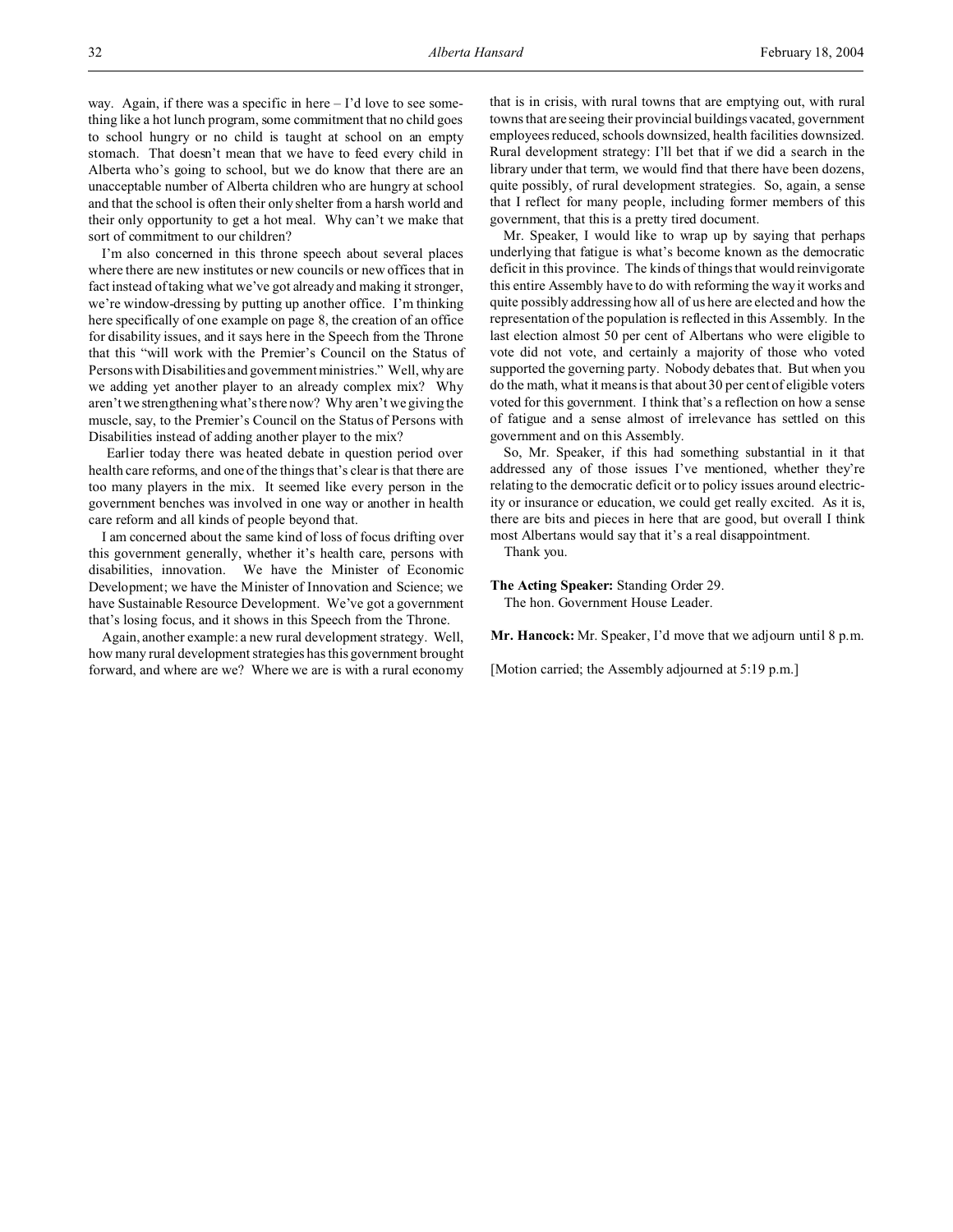way. Again, if there was a specific in here – I'd love to see something like a hot lunch program, some commitment that no child goes to school hungry or no child is taught at school on an empty stomach. That doesn't mean that we have to feed every child in Alberta who's going to school, but we do know that there are an unacceptable number of Alberta children who are hungry at school and that the school is often their only shelter from a harsh world and their only opportunity to get a hot meal. Why can't we make that sort of commitment to our children?

I'm also concerned in this throne speech about several places where there are new institutes or new councils or new offices that in fact instead of taking what we've got already and making it stronger, we're window-dressing by putting up another office. I'm thinking here specifically of one example on page 8, the creation of an office for disability issues, and it says here in the Speech from the Throne that this "will work with the Premier's Council on the Status of Persons with Disabilities and government ministries." Well, why are we adding yet another player to an already complex mix? Why aren't we strengthening what's there now? Why aren't we giving the muscle, say, to the Premier's Council on the Status of Persons with Disabilities instead of adding another player to the mix?

Earlier today there was heated debate in question period over health care reforms, and one of the things that's clear is that there are too many players in the mix. It seemed like every person in the government benches was involved in one way or another in health care reform and all kinds of people beyond that.

I am concerned about the same kind of loss of focus drifting over this government generally, whether it's health care, persons with disabilities, innovation. We have the Minister of Economic Development; we have the Minister of Innovation and Science; we have Sustainable Resource Development. We've got a government that's losing focus, and it shows in this Speech from the Throne.

Again, another example: a new rural development strategy. Well, how many rural development strategies has this government brought forward, and where are we? Where we are is with a rural economy that is in crisis, with rural towns that are emptying out, with rural towns that are seeing their provincial buildings vacated, government employees reduced, schools downsized, health facilities downsized. Rural development strategy: I'll bet that if we did a search in the library under that term, we would find that there have been dozens, quite possibly, of rural development strategies. So, again, a sense that I reflect for many people, including former members of this government, that this is a pretty tired document.

Mr. Speaker, I would like to wrap up by saying that perhaps underlying that fatigue is what's become known as the democratic deficit in this province. The kinds of things that would reinvigorate this entire Assembly have to do with reforming the way it works and quite possibly addressing how all of us here are elected and how the representation of the population is reflected in this Assembly. In the last election almost 50 per cent of Albertans who were eligible to vote did not vote, and certainly a majority of those who voted supported the governing party. Nobody debates that. But when you do the math, what it means is that about 30 per cent of eligible voters voted for this government. I think that's a reflection on how a sense of fatigue and a sense almost of irrelevance has settled on this government and on this Assembly.

So, Mr. Speaker, if this had something substantial in it that addressed any of those issues I've mentioned, whether they're relating to the democratic deficit or to policy issues around electricity or insurance or education, we could get really excited. As it is, there are bits and pieces in here that are good, but overall I think most Albertans would say that it's a real disappointment.

Thank you.

**The Acting Speaker:** Standing Order 29.

The hon. Government House Leader.

**Mr. Hancock:** Mr. Speaker, I'd move that we adjourn until 8 p.m.

[Motion carried; the Assembly adjourned at 5:19 p.m.]